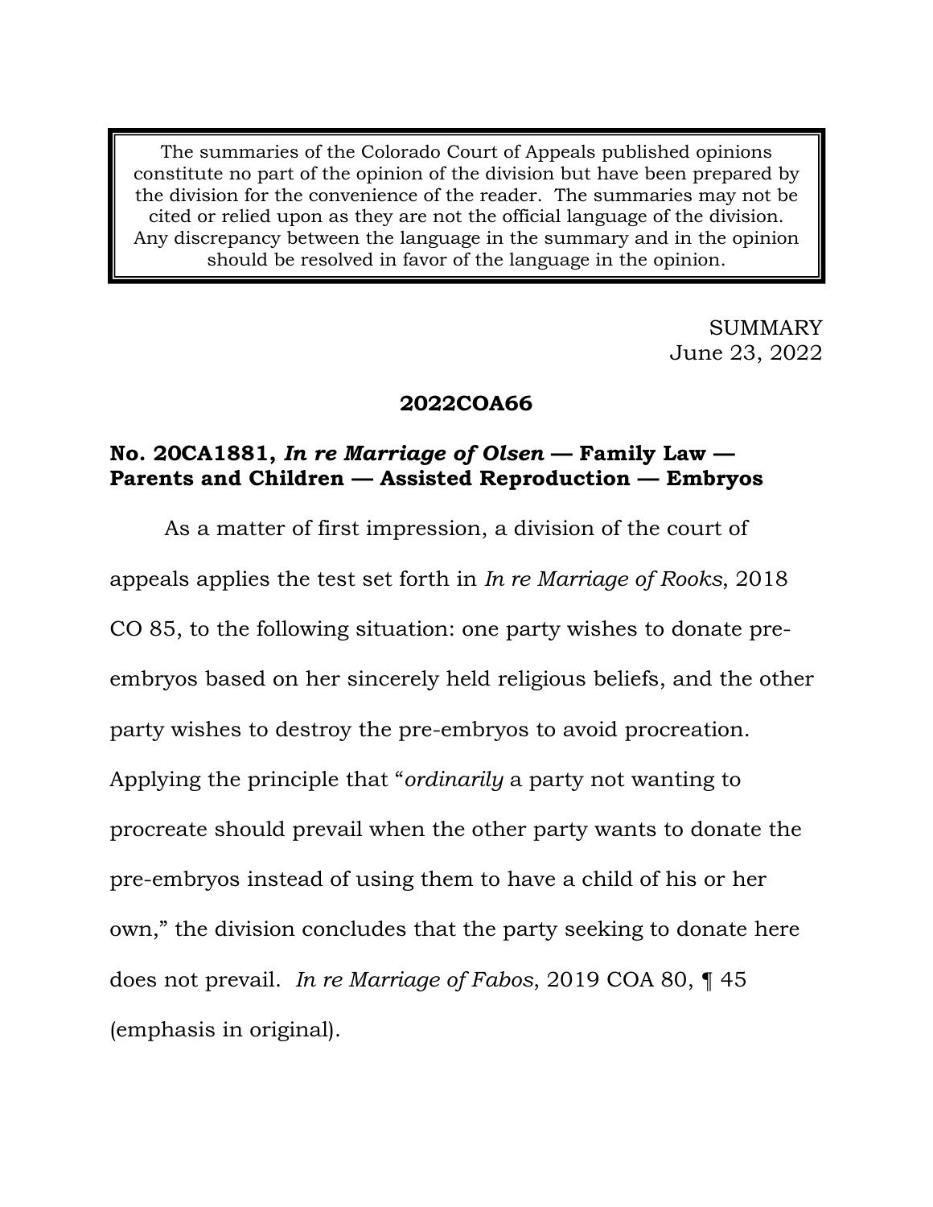The summaries of the Colorado Court of Appeals published opinions constitute no part of the opinion of the division but have been prepared by the division for the convenience of the reader. The summaries may not be cited or relied upon as they are not the official language of the division. Any discrepancy between the language in the summary and in the opinion should be resolved in favor of the language in the opinion.

SUMMARY
June 23, 2022

**2022COA66**

**No. 20CA1881, *In re Marriage of Olsen* — Family Law — Parents and Children — Assisted Reproduction — Embryos**

As a matter of first impression, a division of the court of appeals applies the test set forth in *In re Marriage of Rooks*, 2018 CO 85, to the following situation: one party wishes to donate pre-embryos based on her sincerely held religious beliefs, and the other party wishes to destroy the pre-embryos to avoid procreation. Applying the principle that "*ordinarily* a party not wanting to procreate should prevail when the other party wants to donate the pre-embryos instead of using them to have a child of his or her own," the division concludes that the party seeking to donate here does not prevail. *In re Marriage of Fabos*, 2019 COA 80, ¶ 45 (emphasis in original).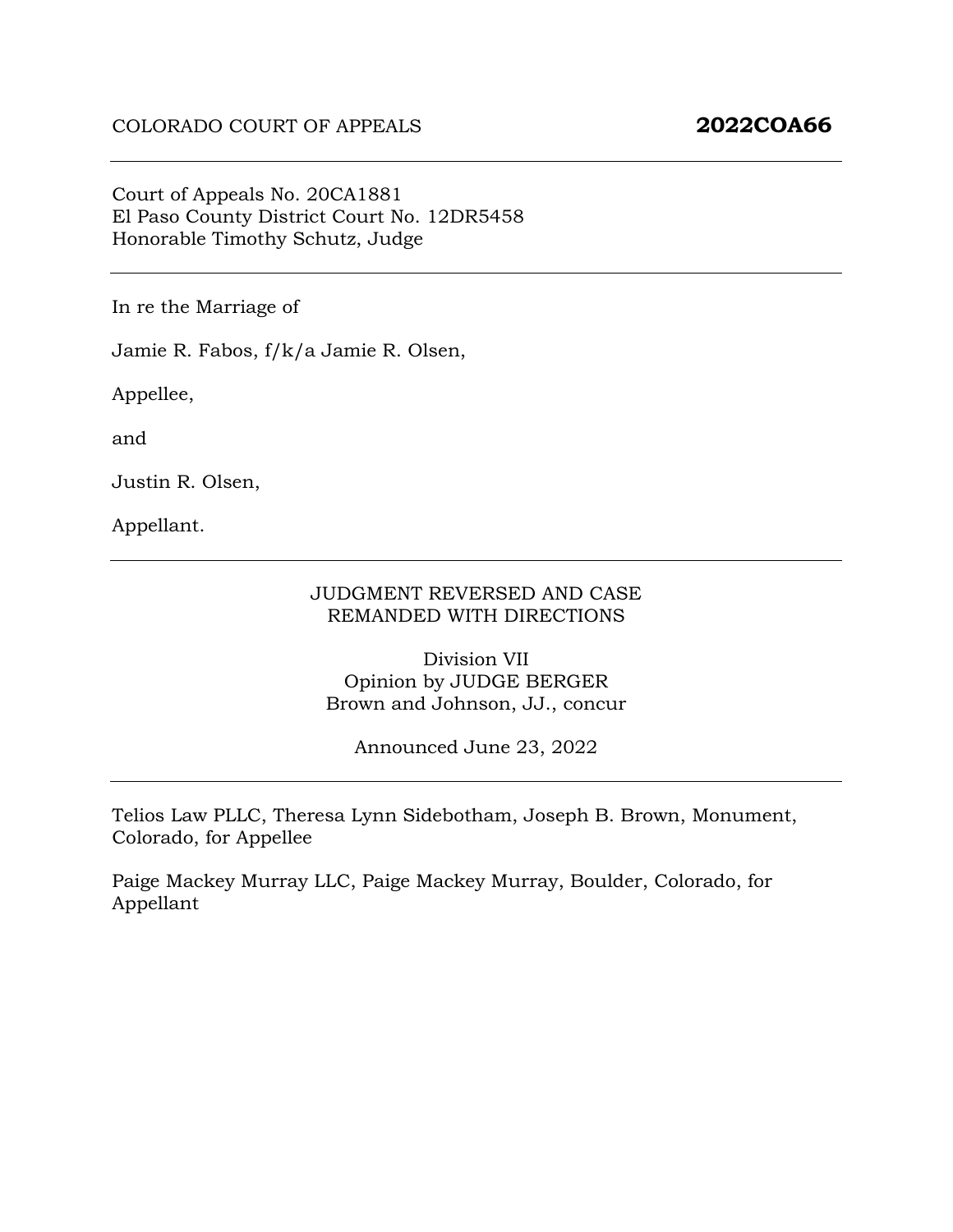COLORADO COURT OF APPEALS **2022COA66**

---

Court of Appeals No. 20CA1881
El Paso County District Court No. 12DR5458
Honorable Timothy Schutz, Judge

---

In re the Marriage of

Jamie R. Fabos, f/k/a Jamie R. Olsen,

Appellee,

and

Justin R. Olsen,

Appellant.

---

JUDGMENT REVERSED AND CASE
REMANDED WITH DIRECTIONS

Division VII
Opinion by JUDGE BERGER
Brown and Johnson, JJ., concur

Announced June 23, 2022

---

Telios Law PLLC, Theresa Lynn Sidebotham, Joseph B. Brown, Monument, Colorado, for Appellee

Paige Mackey Murray LLC, Paige Mackey Murray, Boulder, Colorado, for Appellant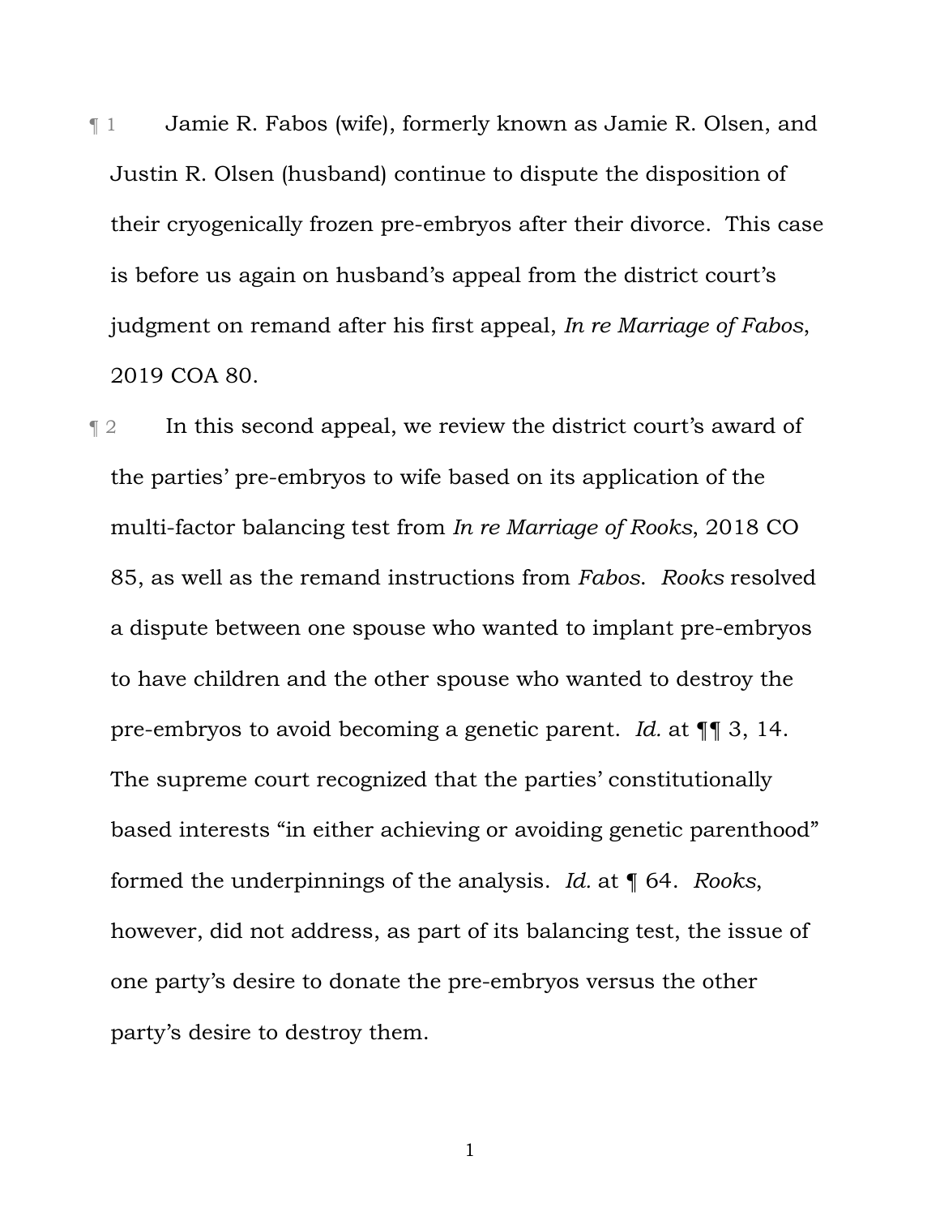¶ 1 Jamie R. Fabos (wife), formerly known as Jamie R. Olsen, and Justin R. Olsen (husband) continue to dispute the disposition of their cryogenically frozen pre-embryos after their divorce. This case is before us again on husband's appeal from the district court's judgment on remand after his first appeal, *In re Marriage of Fabos*, 2019 COA 80.

¶ 2 In this second appeal, we review the district court's award of the parties' pre-embryos to wife based on its application of the multi-factor balancing test from *In re Marriage of Rooks*, 2018 CO 85, as well as the remand instructions from *Fabos*. *Rooks* resolved a dispute between one spouse who wanted to implant pre-embryos to have children and the other spouse who wanted to destroy the pre-embryos to avoid becoming a genetic parent. *Id.* at ¶¶ 3, 14. The supreme court recognized that the parties' constitutionally based interests "in either achieving or avoiding genetic parenthood" formed the underpinnings of the analysis. *Id.* at ¶ 64. *Rooks*, however, did not address, as part of its balancing test, the issue of one party's desire to donate the pre-embryos versus the other party's desire to destroy them.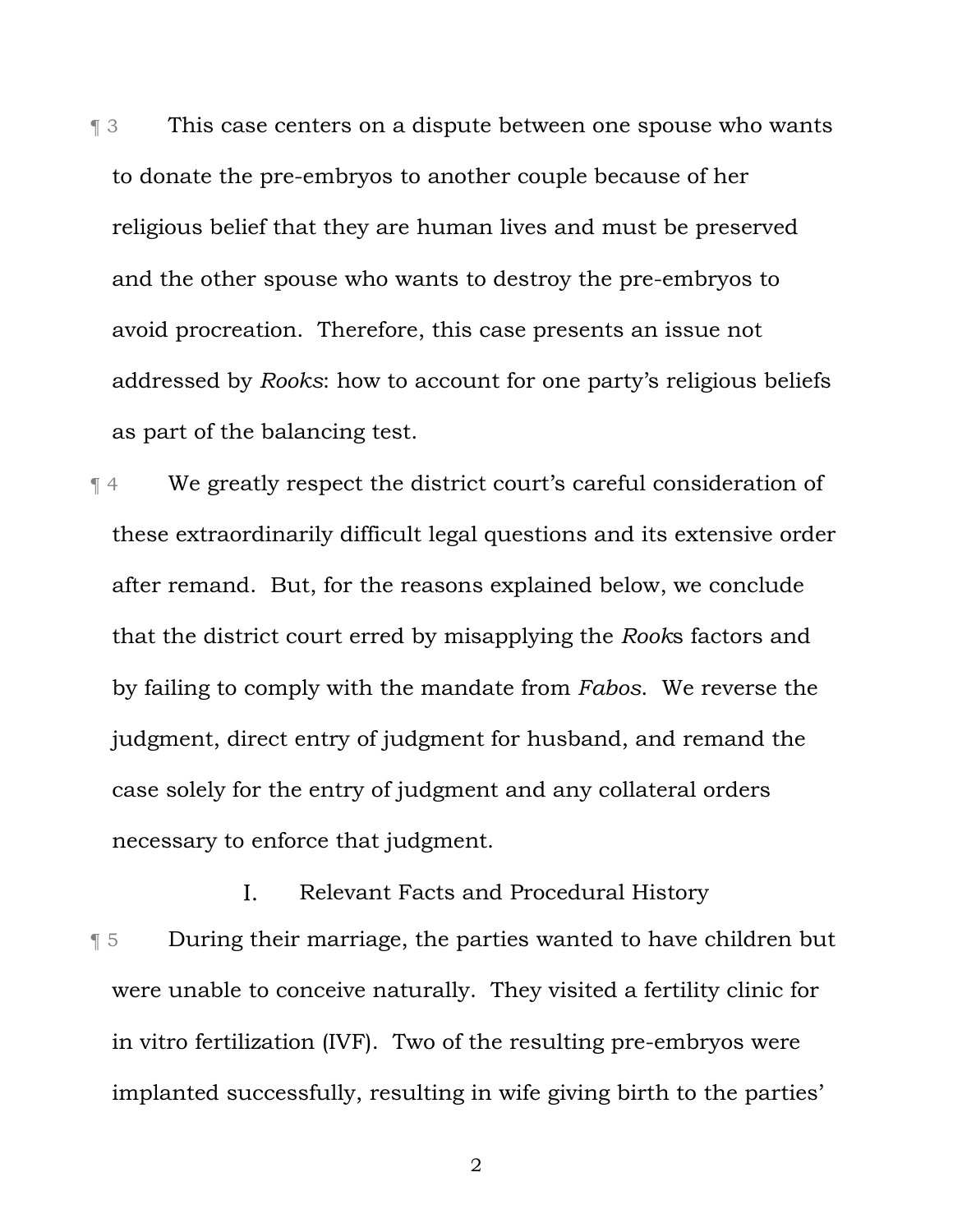¶ 3 This case centers on a dispute between one spouse who wants to donate the pre-embryos to another couple because of her religious belief that they are human lives and must be preserved and the other spouse who wants to destroy the pre-embryos to avoid procreation. Therefore, this case presents an issue not addressed by *Rooks*: how to account for one party's religious beliefs as part of the balancing test.

¶ 4 We greatly respect the district court's careful consideration of these extraordinarily difficult legal questions and its extensive order after remand. But, for the reasons explained below, we conclude that the district court erred by misapplying the *Rooks* factors and by failing to comply with the mandate from *Fabos*. We reverse the judgment, direct entry of judgment for husband, and remand the case solely for the entry of judgment and any collateral orders necessary to enforce that judgment.

## I. Relevant Facts and Procedural History

¶ 5 During their marriage, the parties wanted to have children but were unable to conceive naturally. They visited a fertility clinic for in vitro fertilization (IVF). Two of the resulting pre-embryos were implanted successfully, resulting in wife giving birth to the parties'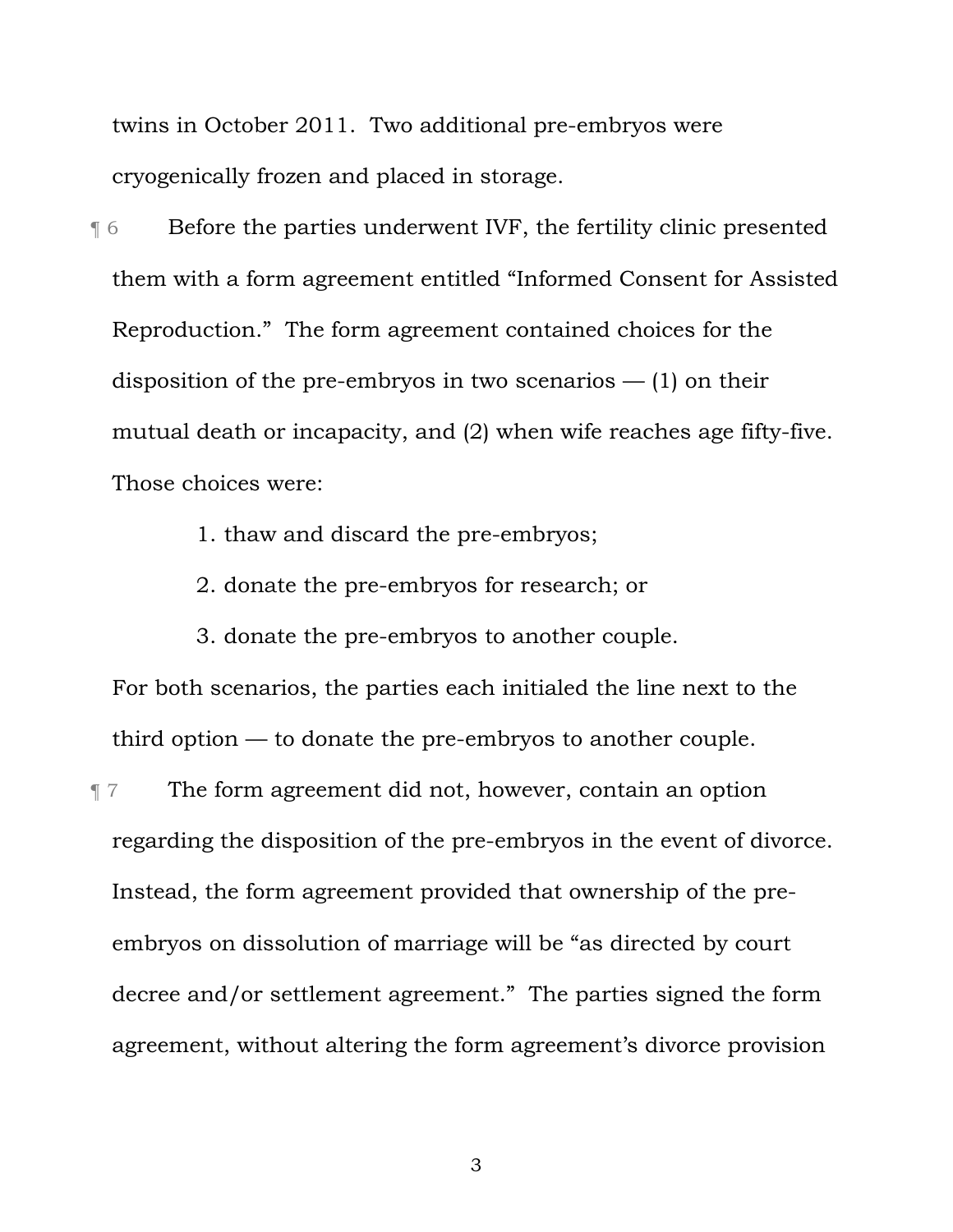twins in October 2011. Two additional pre-embryos were cryogenically frozen and placed in storage.

¶ 6 Before the parties underwent IVF, the fertility clinic presented them with a form agreement entitled "Informed Consent for Assisted Reproduction." The form agreement contained choices for the disposition of the pre-embryos in two scenarios — (1) on their mutual death or incapacity, and (2) when wife reaches age fifty-five. Those choices were:

1. thaw and discard the pre-embryos;
2. donate the pre-embryos for research; or
3. donate the pre-embryos to another couple.

For both scenarios, the parties each initialed the line next to the third option — to donate the pre-embryos to another couple.

¶ 7 The form agreement did not, however, contain an option regarding the disposition of the pre-embryos in the event of divorce. Instead, the form agreement provided that ownership of the pre-embryos on dissolution of marriage will be "as directed by court decree and/or settlement agreement." The parties signed the form agreement, without altering the form agreement's divorce provision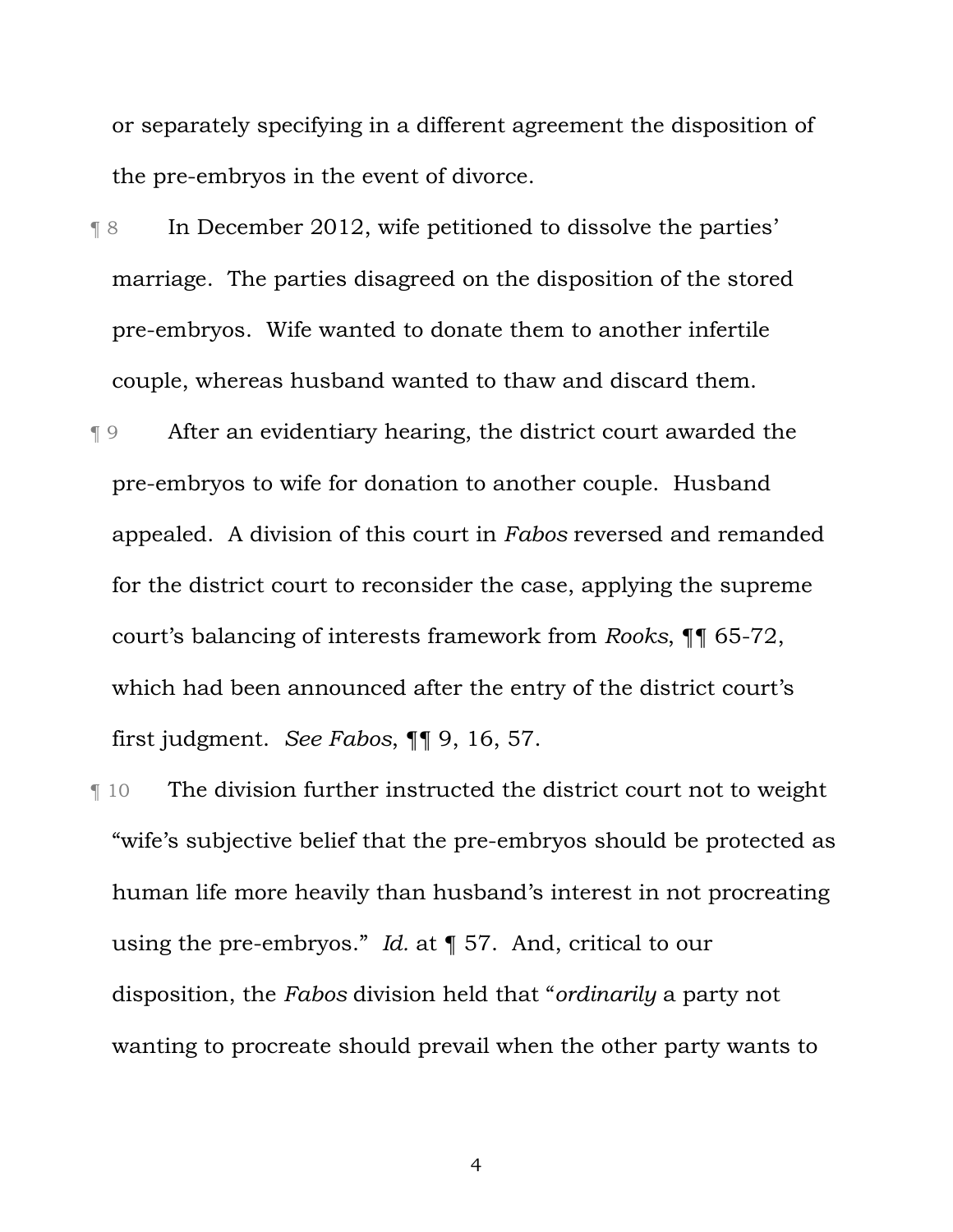or separately specifying in a different agreement the disposition of the pre-embryos in the event of divorce.

¶ 8 In December 2012, wife petitioned to dissolve the parties' marriage. The parties disagreed on the disposition of the stored pre-embryos. Wife wanted to donate them to another infertile couple, whereas husband wanted to thaw and discard them.

¶ 9 After an evidentiary hearing, the district court awarded the pre-embryos to wife for donation to another couple. Husband appealed. A division of this court in *Fabos* reversed and remanded for the district court to reconsider the case, applying the supreme court's balancing of interests framework from *Rooks*, ¶¶ 65-72, which had been announced after the entry of the district court's first judgment. *See Fabos*, ¶¶ 9, 16, 57.

¶ 10 The division further instructed the district court not to weight "wife's subjective belief that the pre-embryos should be protected as human life more heavily than husband's interest in not procreating using the pre-embryos." *Id.* at ¶ 57. And, critical to our disposition, the *Fabos* division held that "*ordinarily* a party not wanting to procreate should prevail when the other party wants to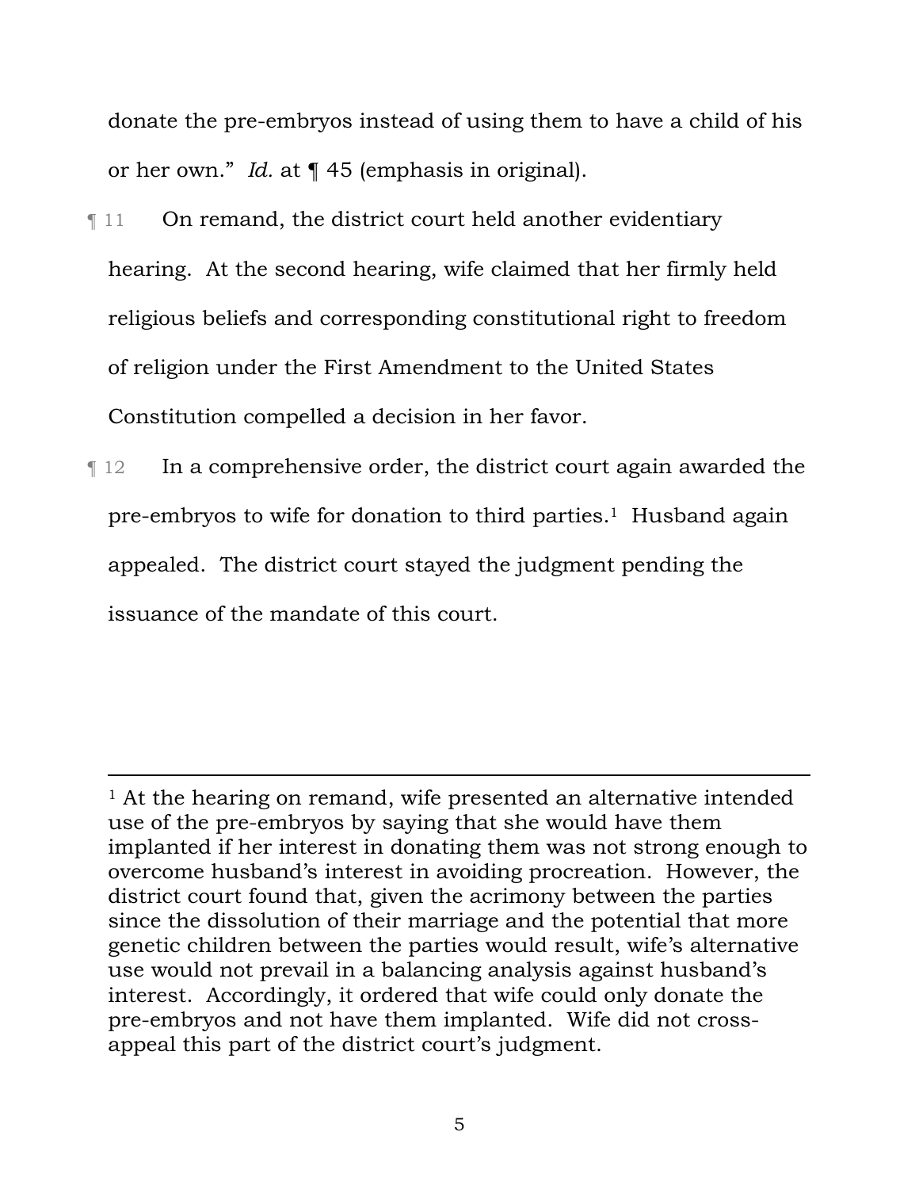donate the pre-embryos instead of using them to have a child of his or her own." *Id.* at ¶ 45 (emphasis in original).

¶ 11 On remand, the district court held another evidentiary hearing. At the second hearing, wife claimed that her firmly held religious beliefs and corresponding constitutional right to freedom of religion under the First Amendment to the United States Constitution compelled a decision in her favor.

¶ 12 In a comprehensive order, the district court again awarded the pre-embryos to wife for donation to third parties.[1] Husband again appealed. The district court stayed the judgment pending the issuance of the mandate of this court.

---

[1] At the hearing on remand, wife presented an alternative intended use of the pre-embryos by saying that she would have them implanted if her interest in donating them was not strong enough to overcome husband's interest in avoiding procreation. However, the district court found that, given the acrimony between the parties since the dissolution of their marriage and the potential that more genetic children between the parties would result, wife's alternative use would not prevail in a balancing analysis against husband's interest. Accordingly, it ordered that wife could only donate the pre-embryos and not have them implanted. Wife did not cross-appeal this part of the district court's judgment.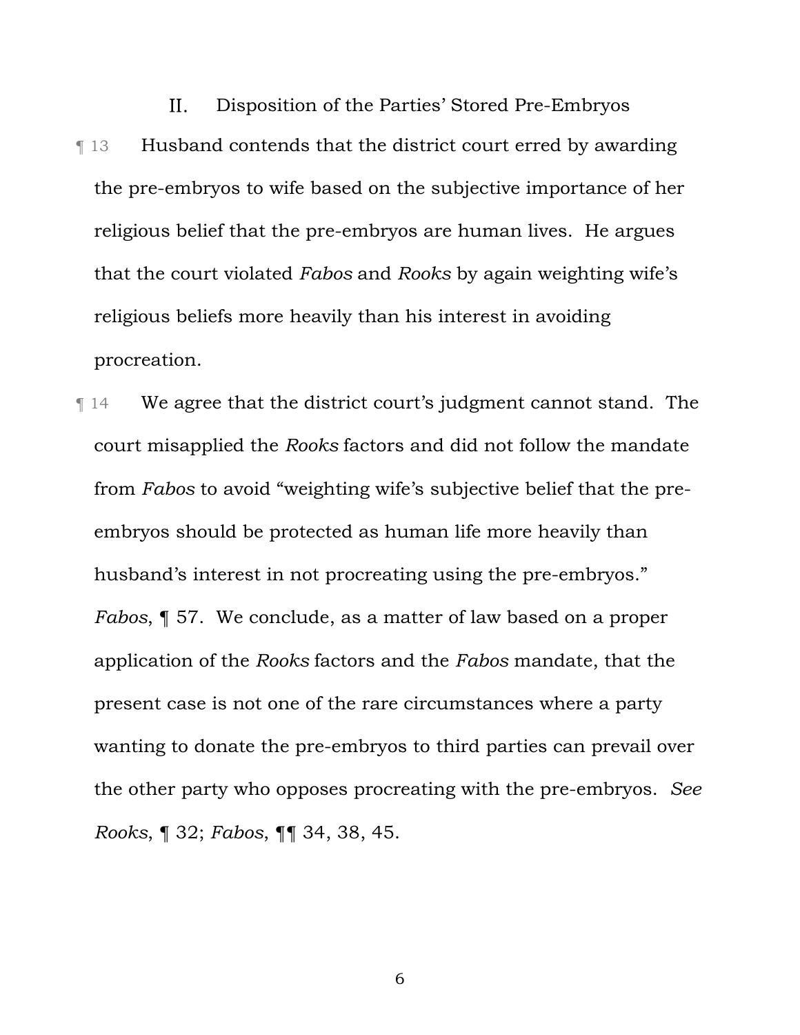## II. Disposition of the Parties' Stored Pre-Embryos

¶ 13 Husband contends that the district court erred by awarding the pre-embryos to wife based on the subjective importance of her religious belief that the pre-embryos are human lives. He argues that the court violated *Fabos* and *Rooks* by again weighting wife's religious beliefs more heavily than his interest in avoiding procreation.

¶ 14 We agree that the district court's judgment cannot stand. The court misapplied the *Rooks* factors and did not follow the mandate from *Fabos* to avoid "weighting wife's subjective belief that the pre-embryos should be protected as human life more heavily than husband's interest in not procreating using the pre-embryos." *Fabos*, ¶ 57. We conclude, as a matter of law based on a proper application of the *Rooks* factors and the *Fabos* mandate, that the present case is not one of the rare circumstances where a party wanting to donate the pre-embryos to third parties can prevail over the other party who opposes procreating with the pre-embryos. *See Rooks*, ¶ 32; *Fabos*, ¶¶ 34, 38, 45.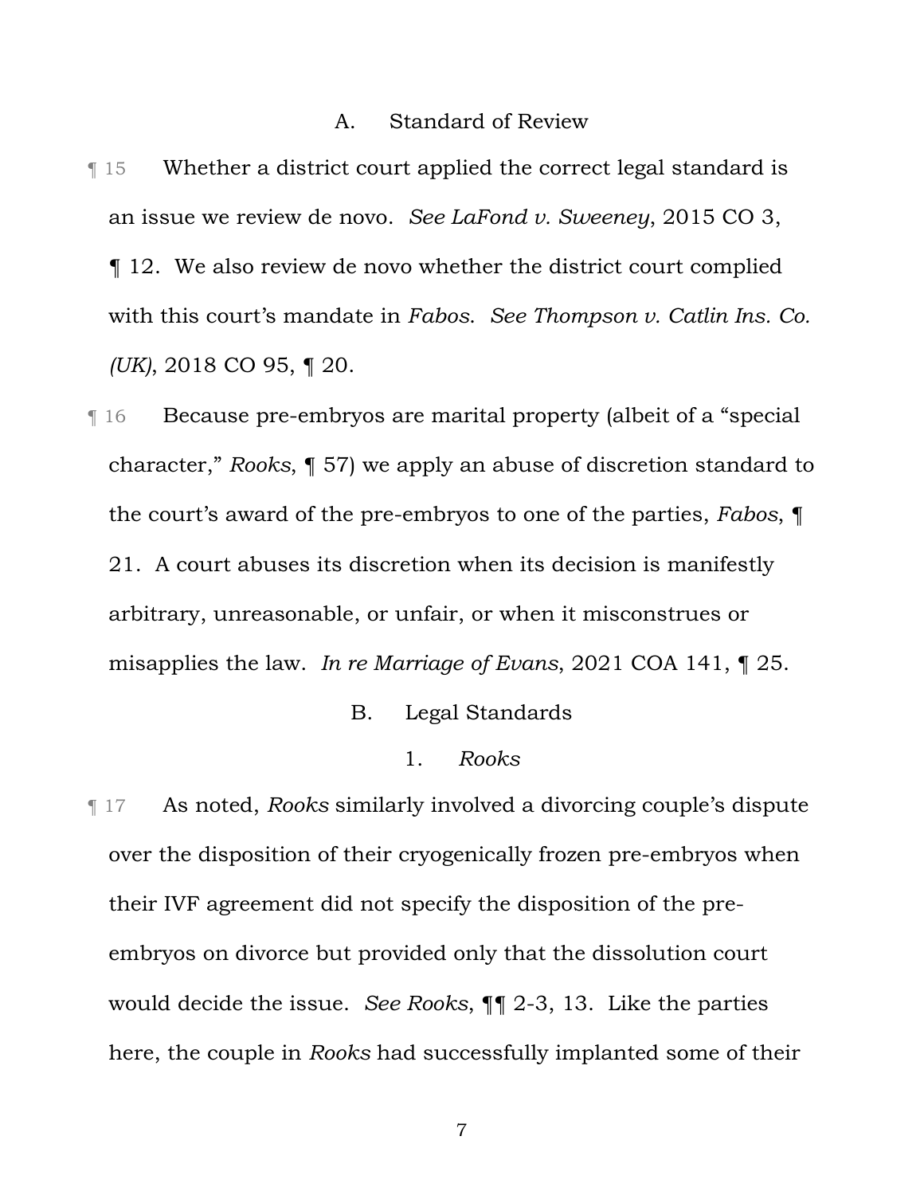### A. Standard of Review

¶ 15 Whether a district court applied the correct legal standard is an issue we review de novo. *See LaFond v. Sweeney*, 2015 CO 3, ¶ 12. We also review de novo whether the district court complied with this court's mandate in *Fabos*. *See Thompson v. Catlin Ins. Co. (UK)*, 2018 CO 95, ¶ 20.

¶ 16 Because pre-embryos are marital property (albeit of a "special character," *Rooks*, ¶ 57) we apply an abuse of discretion standard to the court's award of the pre-embryos to one of the parties, *Fabos*, ¶ 21. A court abuses its discretion when its decision is manifestly arbitrary, unreasonable, or unfair, or when it misconstrues or misapplies the law. *In re Marriage of Evans*, 2021 COA 141, ¶ 25.

### B. Legal Standards

#### 1. *Rooks*

¶ 17 As noted, *Rooks* similarly involved a divorcing couple's dispute over the disposition of their cryogenically frozen pre-embryos when their IVF agreement did not specify the disposition of the pre-embryos on divorce but provided only that the dissolution court would decide the issue. *See Rooks*, ¶¶ 2-3, 13. Like the parties here, the couple in *Rooks* had successfully implanted some of their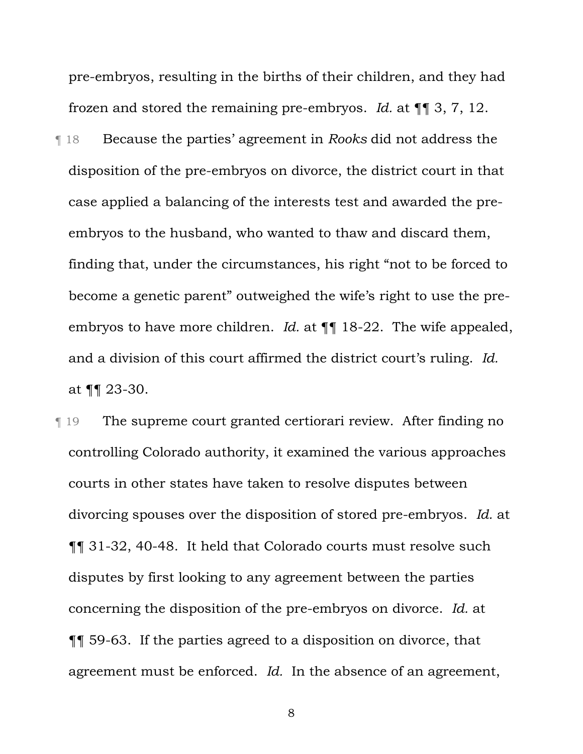pre-embryos, resulting in the births of their children, and they had frozen and stored the remaining pre-embryos. *Id.* at ¶¶ 3, 7, 12.

¶ 18 Because the parties' agreement in *Rooks* did not address the disposition of the pre-embryos on divorce, the district court in that case applied a balancing of the interests test and awarded the pre-embryos to the husband, who wanted to thaw and discard them, finding that, under the circumstances, his right "not to be forced to become a genetic parent" outweighed the wife's right to use the pre-embryos to have more children. *Id.* at ¶¶ 18-22. The wife appealed, and a division of this court affirmed the district court's ruling. *Id.* at ¶¶ 23-30.

¶ 19 The supreme court granted certiorari review. After finding no controlling Colorado authority, it examined the various approaches courts in other states have taken to resolve disputes between divorcing spouses over the disposition of stored pre-embryos. *Id.* at ¶¶ 31-32, 40-48. It held that Colorado courts must resolve such disputes by first looking to any agreement between the parties concerning the disposition of the pre-embryos on divorce. *Id.* at ¶¶ 59-63. If the parties agreed to a disposition on divorce, that agreement must be enforced. *Id.* In the absence of an agreement,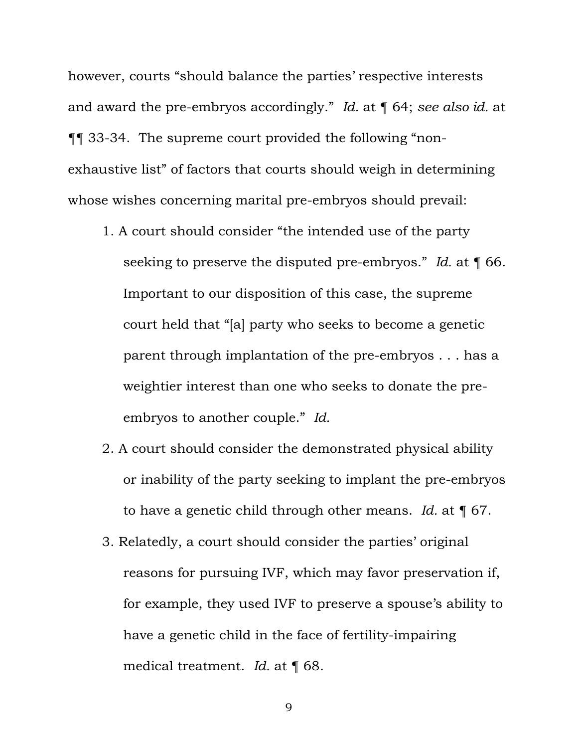however, courts "should balance the parties' respective interests and award the pre-embryos accordingly." *Id.* at ¶ 64; *see also id.* at ¶¶ 33-34. The supreme court provided the following "non-exhaustive list" of factors that courts should weigh in determining whose wishes concerning marital pre-embryos should prevail:

1. A court should consider "the intended use of the party seeking to preserve the disputed pre-embryos." *Id.* at ¶ 66. Important to our disposition of this case, the supreme court held that "[a] party who seeks to become a genetic parent through implantation of the pre-embryos . . . has a weightier interest than one who seeks to donate the pre-embryos to another couple." *Id.*
2. A court should consider the demonstrated physical ability or inability of the party seeking to implant the pre-embryos to have a genetic child through other means. *Id.* at ¶ 67.
3. Relatedly, a court should consider the parties' original reasons for pursuing IVF, which may favor preservation if, for example, they used IVF to preserve a spouse's ability to have a genetic child in the face of fertility-impairing medical treatment. *Id.* at ¶ 68.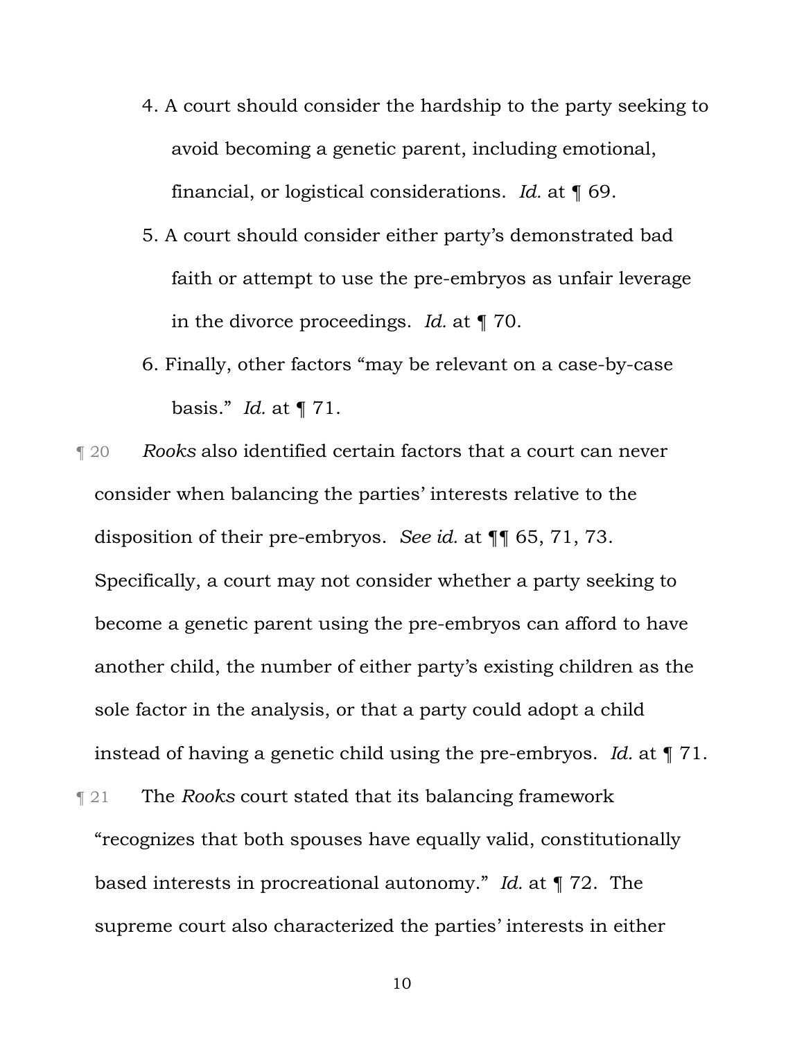4. A court should consider the hardship to the party seeking to avoid becoming a genetic parent, including emotional, financial, or logistical considerations. *Id.* at ¶ 69.

5. A court should consider either party's demonstrated bad faith or attempt to use the pre-embryos as unfair leverage in the divorce proceedings. *Id.* at ¶ 70.

6. Finally, other factors "may be relevant on a case-by-case basis." *Id.* at ¶ 71.

¶ 20 *Rooks* also identified certain factors that a court can never consider when balancing the parties' interests relative to the disposition of their pre-embryos. *See id.* at ¶¶ 65, 71, 73. Specifically, a court may not consider whether a party seeking to become a genetic parent using the pre-embryos can afford to have another child, the number of either party's existing children as the sole factor in the analysis, or that a party could adopt a child instead of having a genetic child using the pre-embryos. *Id.* at ¶ 71.

¶ 21 The *Rooks* court stated that its balancing framework "recognizes that both spouses have equally valid, constitutionally based interests in procreational autonomy." *Id.* at ¶ 72. The supreme court also characterized the parties' interests in either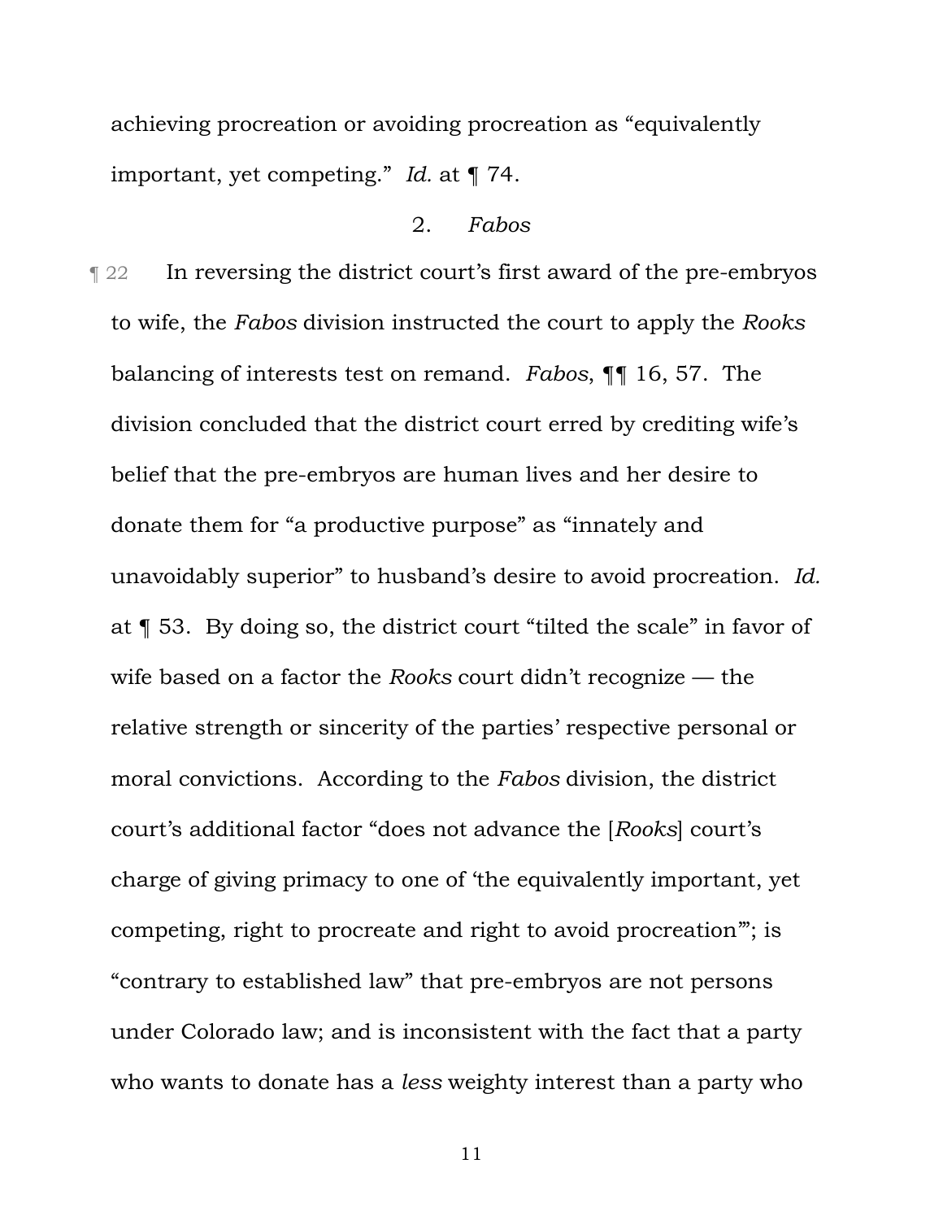achieving procreation or avoiding procreation as "equivalently important, yet competing." *Id.* at ¶ 74.

### 2. *Fabos*

¶ 22 In reversing the district court's first award of the pre-embryos to wife, the *Fabos* division instructed the court to apply the *Rooks* balancing of interests test on remand. *Fabos*, ¶¶ 16, 57. The division concluded that the district court erred by crediting wife's belief that the pre-embryos are human lives and her desire to donate them for "a productive purpose" as "innately and unavoidably superior" to husband's desire to avoid procreation. *Id.* at ¶ 53. By doing so, the district court "tilted the scale" in favor of wife based on a factor the *Rooks* court didn't recognize — the relative strength or sincerity of the parties' respective personal or moral convictions. According to the *Fabos* division, the district court's additional factor "does not advance the [*Rooks*] court's charge of giving primacy to one of 'the equivalently important, yet competing, right to procreate and right to avoid procreation'"; is "contrary to established law" that pre-embryos are not persons under Colorado law; and is inconsistent with the fact that a party who wants to donate has a *less* weighty interest than a party who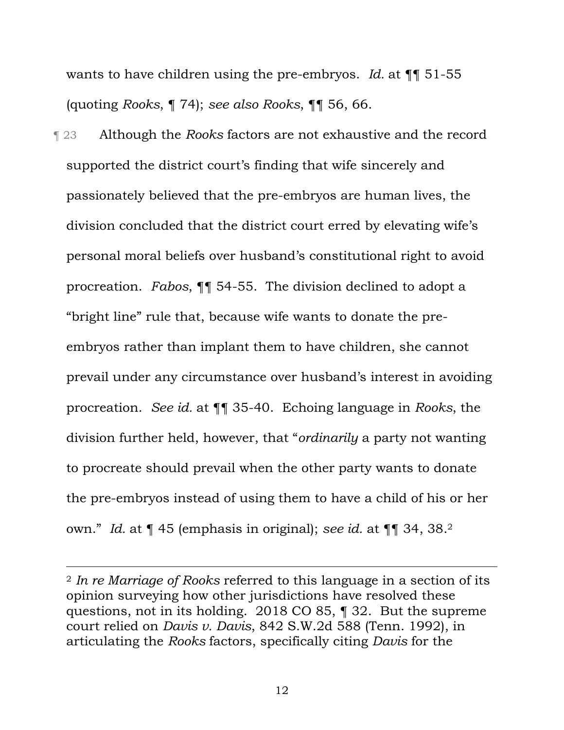wants to have children using the pre-embryos. *Id.* at ¶¶ 51-55 (quoting *Rooks*, ¶ 74); *see also Rooks*, ¶¶ 56, 66.

¶ 23 Although the *Rooks* factors are not exhaustive and the record supported the district court's finding that wife sincerely and passionately believed that the pre-embryos are human lives, the division concluded that the district court erred by elevating wife's personal moral beliefs over husband's constitutional right to avoid procreation. *Fabos*, ¶¶ 54-55. The division declined to adopt a "bright line" rule that, because wife wants to donate the pre-embryos rather than implant them to have children, she cannot prevail under any circumstance over husband's interest in avoiding procreation. *See id.* at ¶¶ 35-40. Echoing language in *Rooks*, the division further held, however, that "*ordinarily* a party not wanting to procreate should prevail when the other party wants to donate the pre-embryos instead of using them to have a child of his or her own." *Id.* at ¶ 45 (emphasis in original); *see id.* at ¶¶ 34, 38.[2]

---

[2] *In re Marriage of Rooks* referred to this language in a section of its opinion surveying how other jurisdictions have resolved these questions, not in its holding. 2018 CO 85, ¶ 32. But the supreme court relied on *Davis v. Davis*, 842 S.W.2d 588 (Tenn. 1992), in articulating the *Rooks* factors, specifically citing *Davis* for the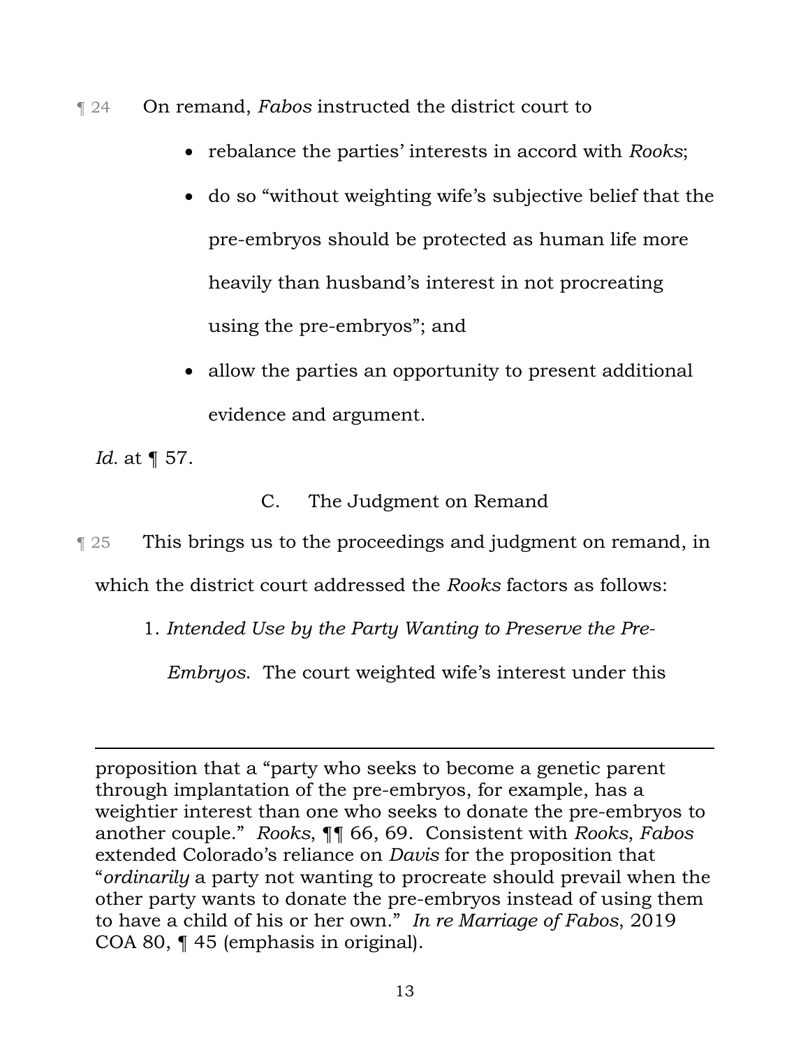¶ 24 On remand, *Fabos* instructed the district court to

- rebalance the parties' interests in accord with *Rooks*;
- do so "without weighting wife's subjective belief that the pre-embryos should be protected as human life more heavily than husband's interest in not procreating using the pre-embryos"; and
- allow the parties an opportunity to present additional evidence and argument.

*Id.* at ¶ 57.

C. The Judgment on Remand

¶ 25 This brings us to the proceedings and judgment on remand, in which the district court addressed the *Rooks* factors as follows:

1. *Intended Use by the Party Wanting to Preserve the Pre-Embryos.* The court weighted wife's interest under this

---

proposition that a "party who seeks to become a genetic parent through implantation of the pre-embryos, for example, has a weightier interest than one who seeks to donate the pre-embryos to another couple." *Rooks*, ¶¶ 66, 69. Consistent with *Rooks*, *Fabos* extended Colorado's reliance on *Davis* for the proposition that "*ordinarily* a party not wanting to procreate should prevail when the other party wants to donate the pre-embryos instead of using them to have a child of his or her own." *In re Marriage of Fabos*, 2019 COA 80, ¶ 45 (emphasis in original).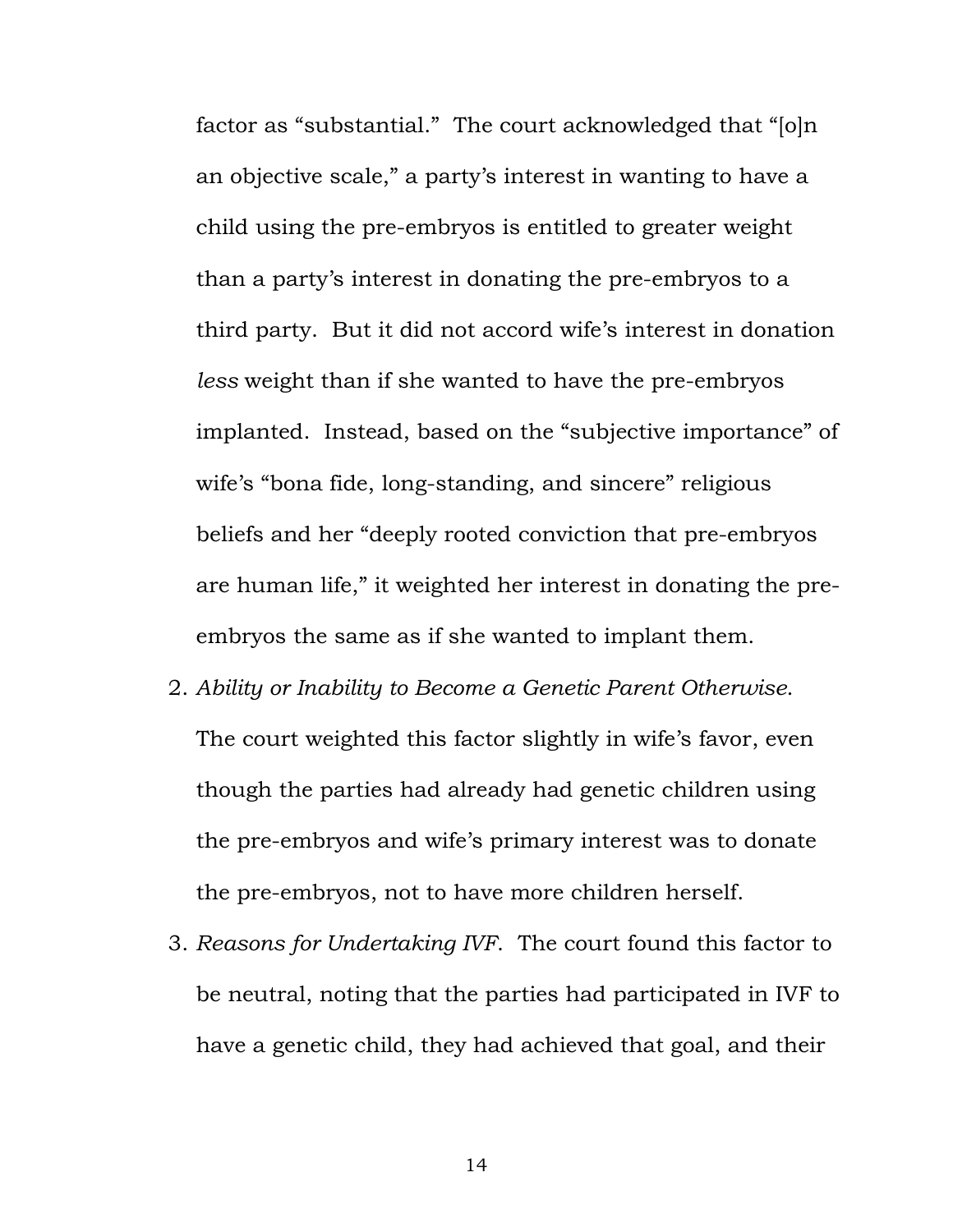factor as "substantial." The court acknowledged that "[o]n an objective scale," a party's interest in wanting to have a child using the pre-embryos is entitled to greater weight than a party's interest in donating the pre-embryos to a third party. But it did not accord wife's interest in donation *less* weight than if she wanted to have the pre-embryos implanted. Instead, based on the "subjective importance" of wife's "bona fide, long-standing, and sincere" religious beliefs and her "deeply rooted conviction that pre-embryos are human life," it weighted her interest in donating the pre-embryos the same as if she wanted to implant them.

2. *Ability or Inability to Become a Genetic Parent Otherwise*. The court weighted this factor slightly in wife's favor, even though the parties had already had genetic children using the pre-embryos and wife's primary interest was to donate the pre-embryos, not to have more children herself.

3. *Reasons for Undertaking IVF*. The court found this factor to be neutral, noting that the parties had participated in IVF to have a genetic child, they had achieved that goal, and their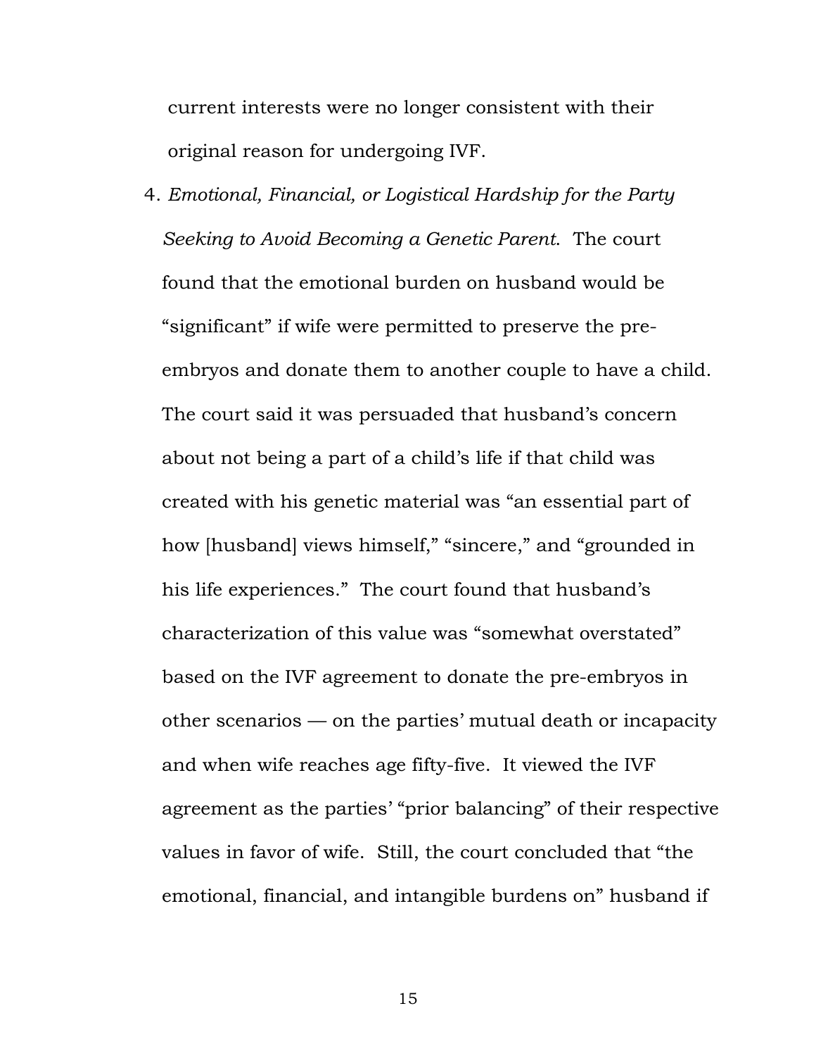current interests were no longer consistent with their original reason for undergoing IVF.

4. *Emotional, Financial, or Logistical Hardship for the Party Seeking to Avoid Becoming a Genetic Parent.* The court found that the emotional burden on husband would be "significant" if wife were permitted to preserve the pre-embryos and donate them to another couple to have a child. The court said it was persuaded that husband's concern about not being a part of a child's life if that child was created with his genetic material was "an essential part of how [husband] views himself," "sincere," and "grounded in his life experiences." The court found that husband's characterization of this value was "somewhat overstated" based on the IVF agreement to donate the pre-embryos in other scenarios — on the parties' mutual death or incapacity and when wife reaches age fifty-five. It viewed the IVF agreement as the parties' "prior balancing" of their respective values in favor of wife. Still, the court concluded that "the emotional, financial, and intangible burdens on" husband if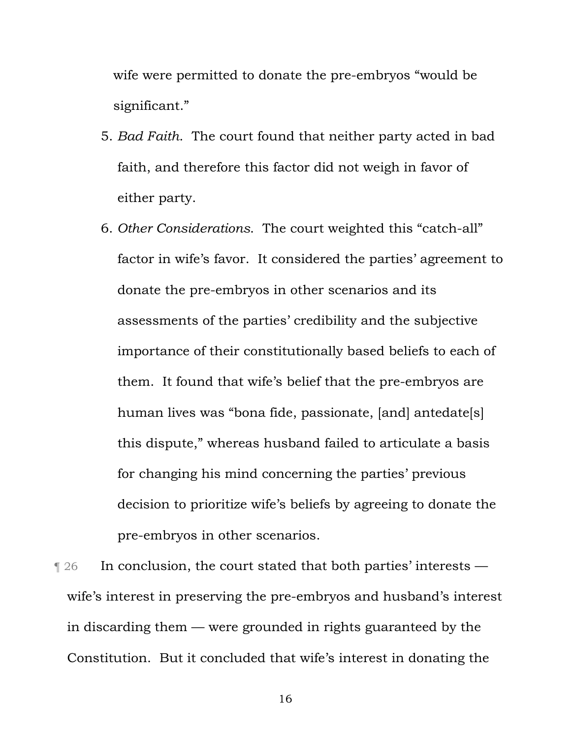wife were permitted to donate the pre-embryos "would be significant."

5. *Bad Faith*. The court found that neither party acted in bad faith, and therefore this factor did not weigh in favor of either party.
6. *Other Considerations*. The court weighted this "catch-all" factor in wife's favor. It considered the parties' agreement to donate the pre-embryos in other scenarios and its assessments of the parties' credibility and the subjective importance of their constitutionally based beliefs to each of them. It found that wife's belief that the pre-embryos are human lives was "bona fide, passionate, [and] antedate[s] this dispute," whereas husband failed to articulate a basis for changing his mind concerning the parties' previous decision to prioritize wife's beliefs by agreeing to donate the pre-embryos in other scenarios.

¶ 26 In conclusion, the court stated that both parties' interests — wife's interest in preserving the pre-embryos and husband's interest in discarding them — were grounded in rights guaranteed by the Constitution. But it concluded that wife's interest in donating the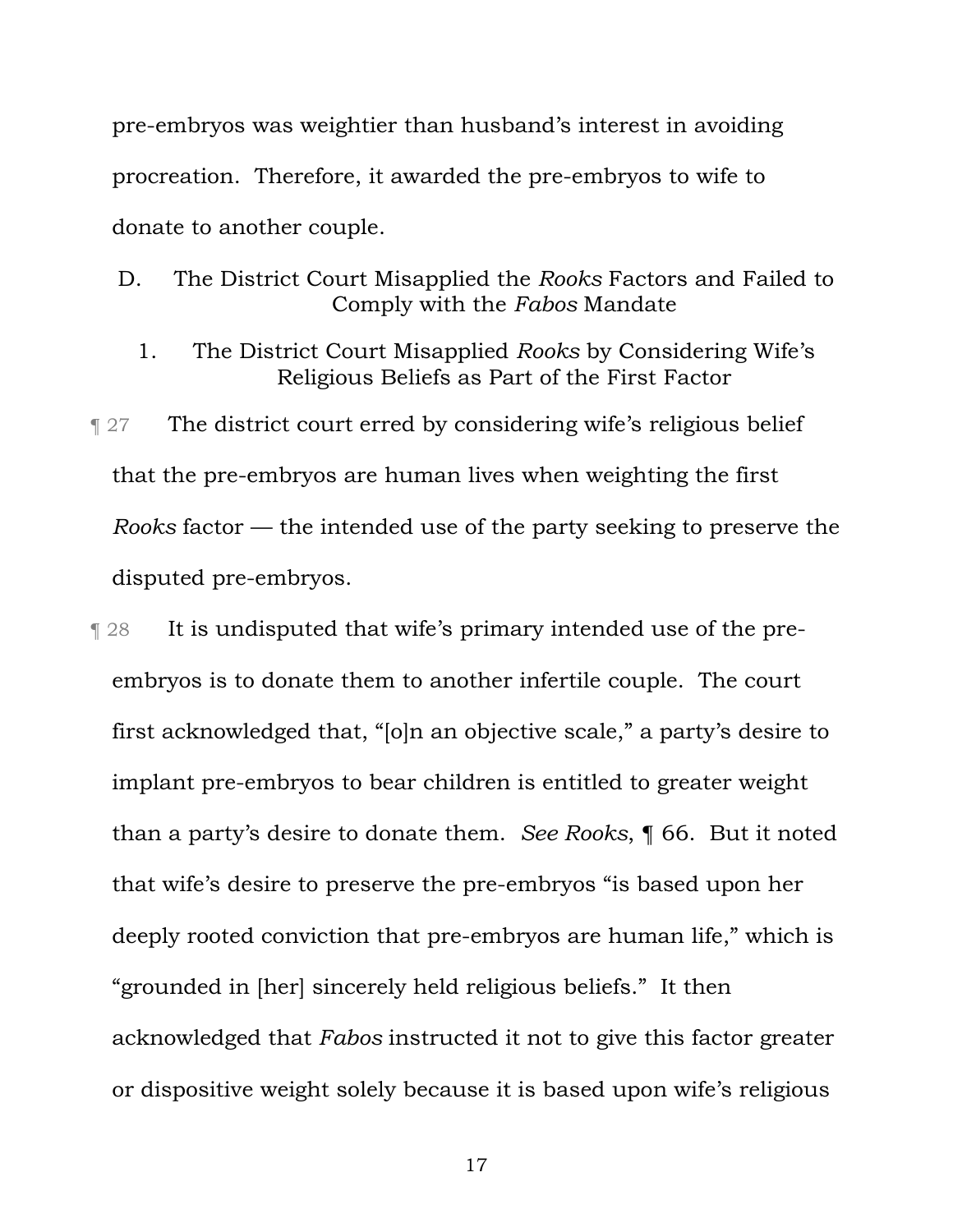pre-embryos was weightier than husband's interest in avoiding procreation. Therefore, it awarded the pre-embryos to wife to donate to another couple.

### D. The District Court Misapplied the *Rooks* Factors and Failed to Comply with the *Fabos* Mandate

#### 1. The District Court Misapplied *Rooks* by Considering Wife's Religious Beliefs as Part of the First Factor

¶ 27 The district court erred by considering wife's religious belief that the pre-embryos are human lives when weighting the first *Rooks* factor — the intended use of the party seeking to preserve the disputed pre-embryos.

¶ 28 It is undisputed that wife's primary intended use of the pre-embryos is to donate them to another infertile couple. The court first acknowledged that, "[o]n an objective scale," a party's desire to implant pre-embryos to bear children is entitled to greater weight than a party's desire to donate them. *See Rooks*, ¶ 66. But it noted that wife's desire to preserve the pre-embryos "is based upon her deeply rooted conviction that pre-embryos are human life," which is "grounded in [her] sincerely held religious beliefs." It then acknowledged that *Fabos* instructed it not to give this factor greater or dispositive weight solely because it is based upon wife's religious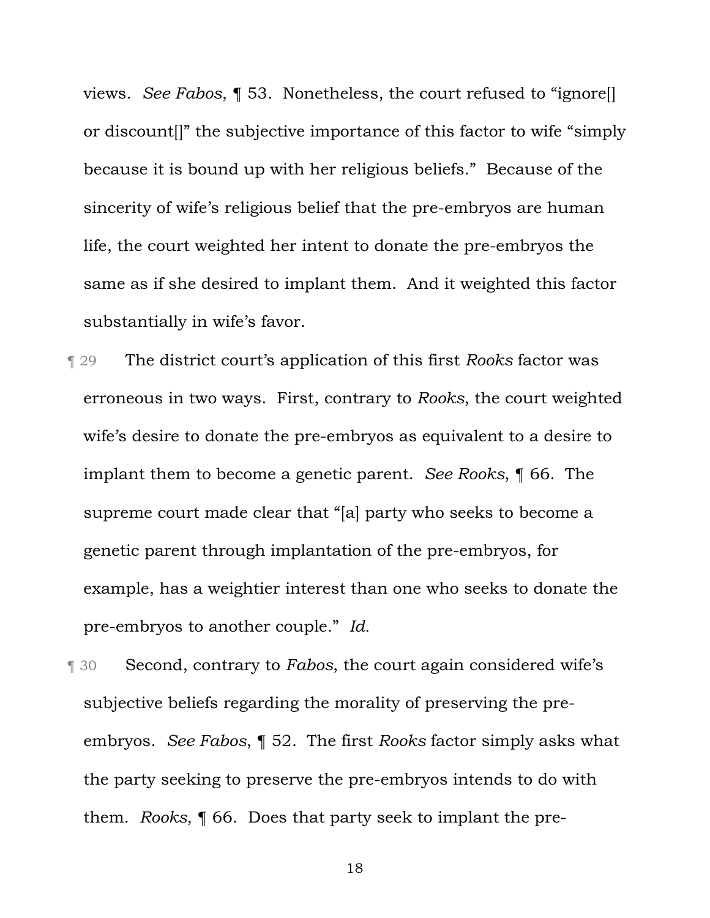views. *See Fabos*, ¶ 53. Nonetheless, the court refused to "ignore[] or discount[]" the subjective importance of this factor to wife "simply because it is bound up with her religious beliefs." Because of the sincerity of wife's religious belief that the pre-embryos are human life, the court weighted her intent to donate the pre-embryos the same as if she desired to implant them. And it weighted this factor substantially in wife's favor.

¶ 29 The district court's application of this first *Rooks* factor was erroneous in two ways. First, contrary to *Rooks*, the court weighted wife's desire to donate the pre-embryos as equivalent to a desire to implant them to become a genetic parent. *See Rooks*, ¶ 66. The supreme court made clear that "[a] party who seeks to become a genetic parent through implantation of the pre-embryos, for example, has a weightier interest than one who seeks to donate the pre-embryos to another couple." *Id.*

¶ 30 Second, contrary to *Fabos*, the court again considered wife's subjective beliefs regarding the morality of preserving the pre-embryos. *See Fabos*, ¶ 52. The first *Rooks* factor simply asks what the party seeking to preserve the pre-embryos intends to do with them. *Rooks*, ¶ 66. Does that party seek to implant the pre-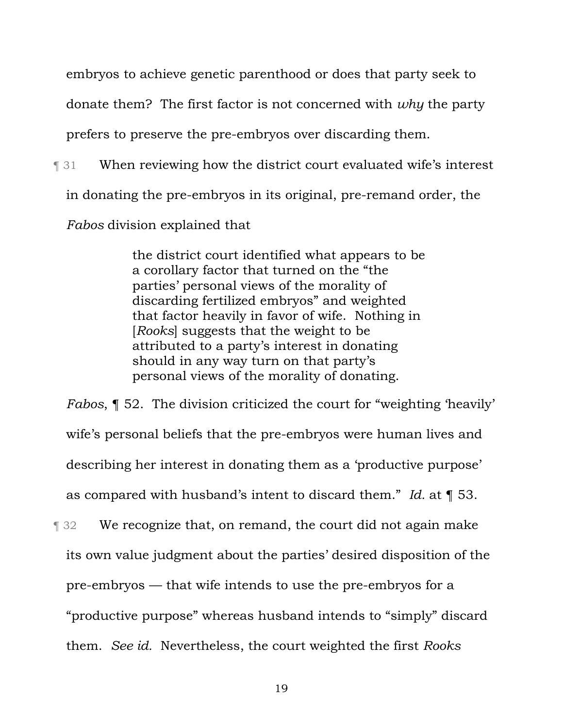embryos to achieve genetic parenthood or does that party seek to donate them? The first factor is not concerned with *why* the party prefers to preserve the pre-embryos over discarding them.

¶ 31 When reviewing how the district court evaluated wife's interest in donating the pre-embryos in its original, pre-remand order, the *Fabos* division explained that

> the district court identified what appears to be a corollary factor that turned on the "the parties' personal views of the morality of discarding fertilized embryos" and weighted that factor heavily in favor of wife. Nothing in [*Rooks*] suggests that the weight to be attributed to a party's interest in donating should in any way turn on that party's personal views of the morality of donating.

*Fabos*, ¶ 52. The division criticized the court for "weighting 'heavily' wife's personal beliefs that the pre-embryos were human lives and describing her interest in donating them as a 'productive purpose' as compared with husband's intent to discard them." *Id.* at ¶ 53.

¶ 32 We recognize that, on remand, the court did not again make its own value judgment about the parties' desired disposition of the pre-embryos — that wife intends to use the pre-embryos for a "productive purpose" whereas husband intends to "simply" discard them. *See id.* Nevertheless, the court weighted the first *Rooks*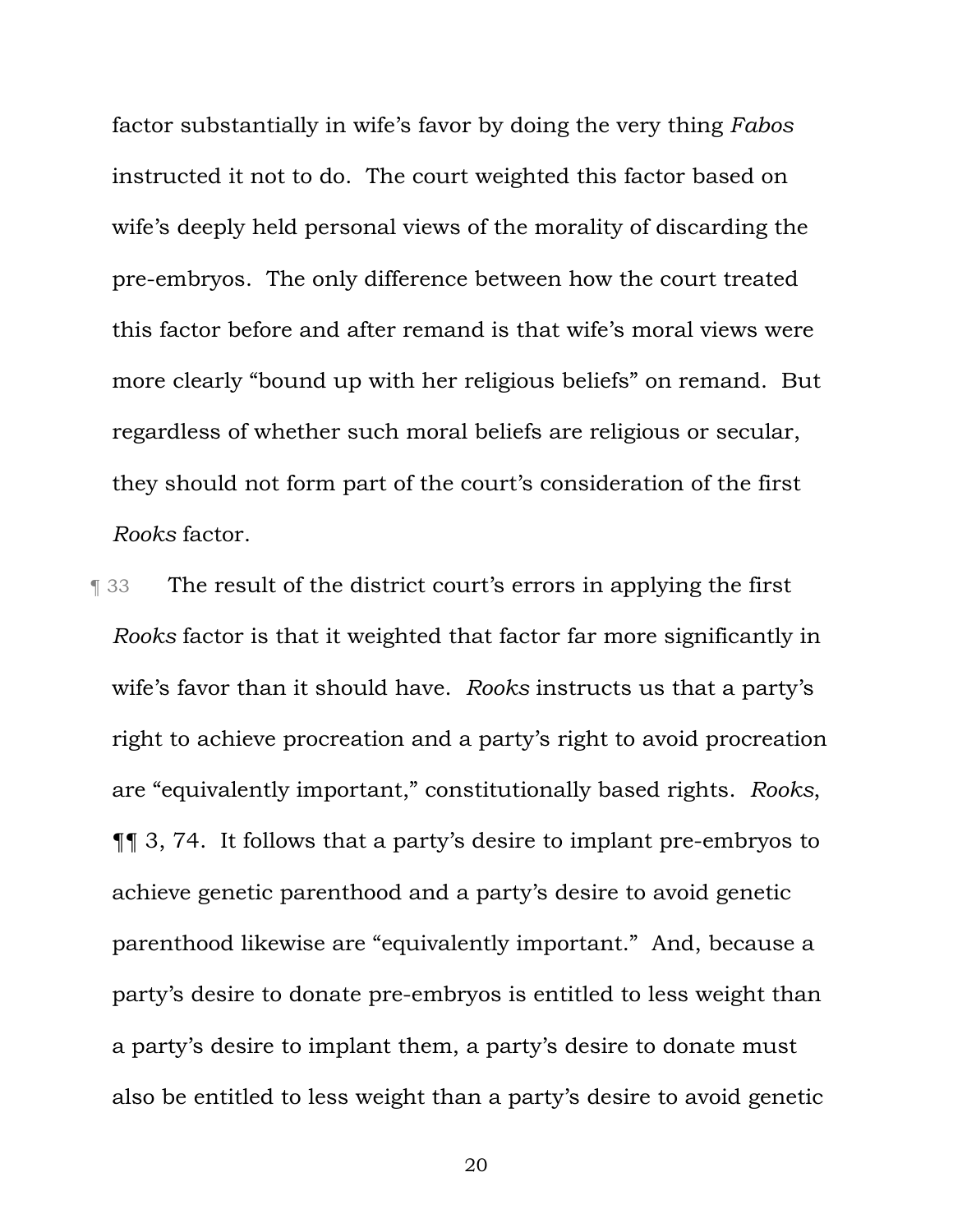factor substantially in wife's favor by doing the very thing *Fabos* instructed it not to do. The court weighted this factor based on wife's deeply held personal views of the morality of discarding the pre-embryos. The only difference between how the court treated this factor before and after remand is that wife's moral views were more clearly "bound up with her religious beliefs" on remand. But regardless of whether such moral beliefs are religious or secular, they should not form part of the court's consideration of the first *Rooks* factor.

¶ 33 The result of the district court's errors in applying the first *Rooks* factor is that it weighted that factor far more significantly in wife's favor than it should have. *Rooks* instructs us that a party's right to achieve procreation and a party's right to avoid procreation are "equivalently important," constitutionally based rights. *Rooks*, ¶¶ 3, 74. It follows that a party's desire to implant pre-embryos to achieve genetic parenthood and a party's desire to avoid genetic parenthood likewise are "equivalently important." And, because a party's desire to donate pre-embryos is entitled to less weight than a party's desire to implant them, a party's desire to donate must also be entitled to less weight than a party's desire to avoid genetic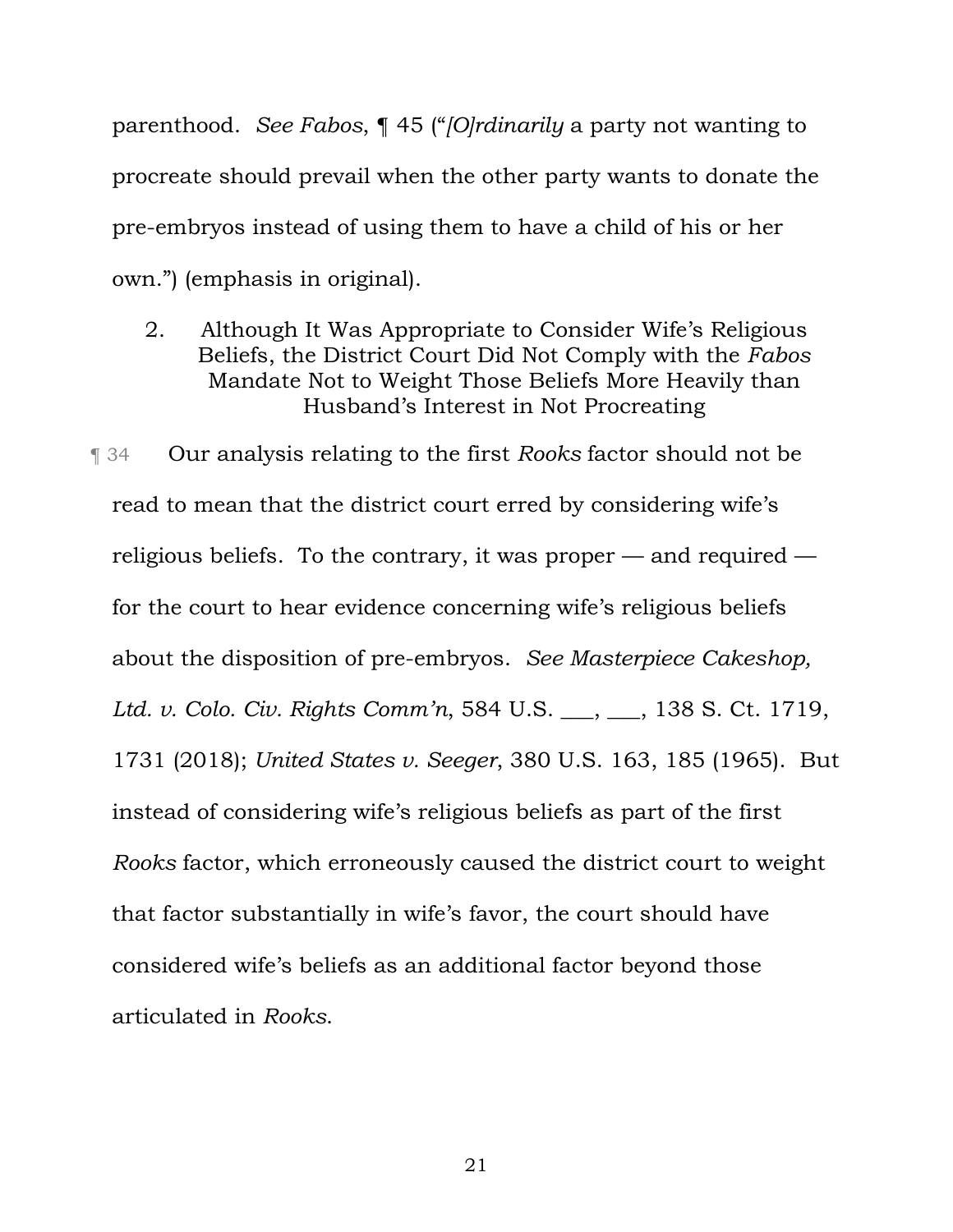parenthood. *See Fabos*, ¶ 45 ("*[O]rdinarily* a party not wanting to procreate should prevail when the other party wants to donate the pre-embryos instead of using them to have a child of his or her own.") (emphasis in original).

### 2. Although It Was Appropriate to Consider Wife's Religious Beliefs, the District Court Did Not Comply with the *Fabos* Mandate Not to Weight Those Beliefs More Heavily than Husband's Interest in Not Procreating

¶ 34 Our analysis relating to the first *Rooks* factor should not be read to mean that the district court erred by considering wife's religious beliefs. To the contrary, it was proper — and required — for the court to hear evidence concerning wife's religious beliefs about the disposition of pre-embryos. *See Masterpiece Cakeshop, Ltd. v. Colo. Civ. Rights Comm'n*, 584 U.S. ___, ___, 138 S. Ct. 1719, 1731 (2018); *United States v. Seeger*, 380 U.S. 163, 185 (1965). But instead of considering wife's religious beliefs as part of the first *Rooks* factor, which erroneously caused the district court to weight that factor substantially in wife's favor, the court should have considered wife's beliefs as an additional factor beyond those articulated in *Rooks*.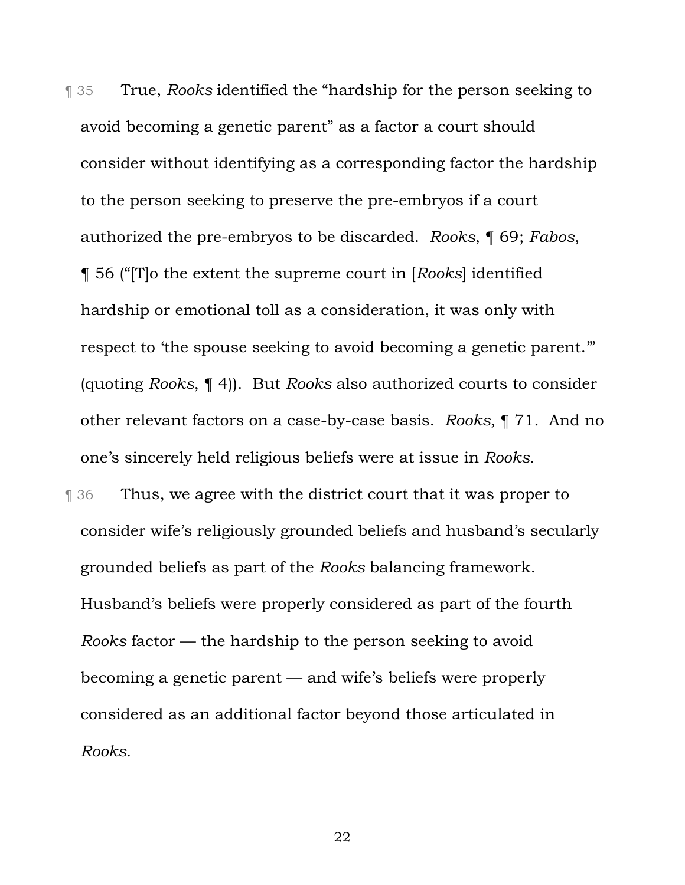¶ 35 True, *Rooks* identified the "hardship for the person seeking to avoid becoming a genetic parent" as a factor a court should consider without identifying as a corresponding factor the hardship to the person seeking to preserve the pre-embryos if a court authorized the pre-embryos to be discarded. *Rooks*, ¶ 69; *Fabos*, ¶ 56 ("[T]o the extent the supreme court in [*Rooks*] identified hardship or emotional toll as a consideration, it was only with respect to 'the spouse seeking to avoid becoming a genetic parent.'" (quoting *Rooks*, ¶ 4)). But *Rooks* also authorized courts to consider other relevant factors on a case-by-case basis. *Rooks*, ¶ 71. And no one's sincerely held religious beliefs were at issue in *Rooks*.

¶ 36 Thus, we agree with the district court that it was proper to consider wife's religiously grounded beliefs and husband's secularly grounded beliefs as part of the *Rooks* balancing framework. Husband's beliefs were properly considered as part of the fourth *Rooks* factor — the hardship to the person seeking to avoid becoming a genetic parent — and wife's beliefs were properly considered as an additional factor beyond those articulated in *Rooks*.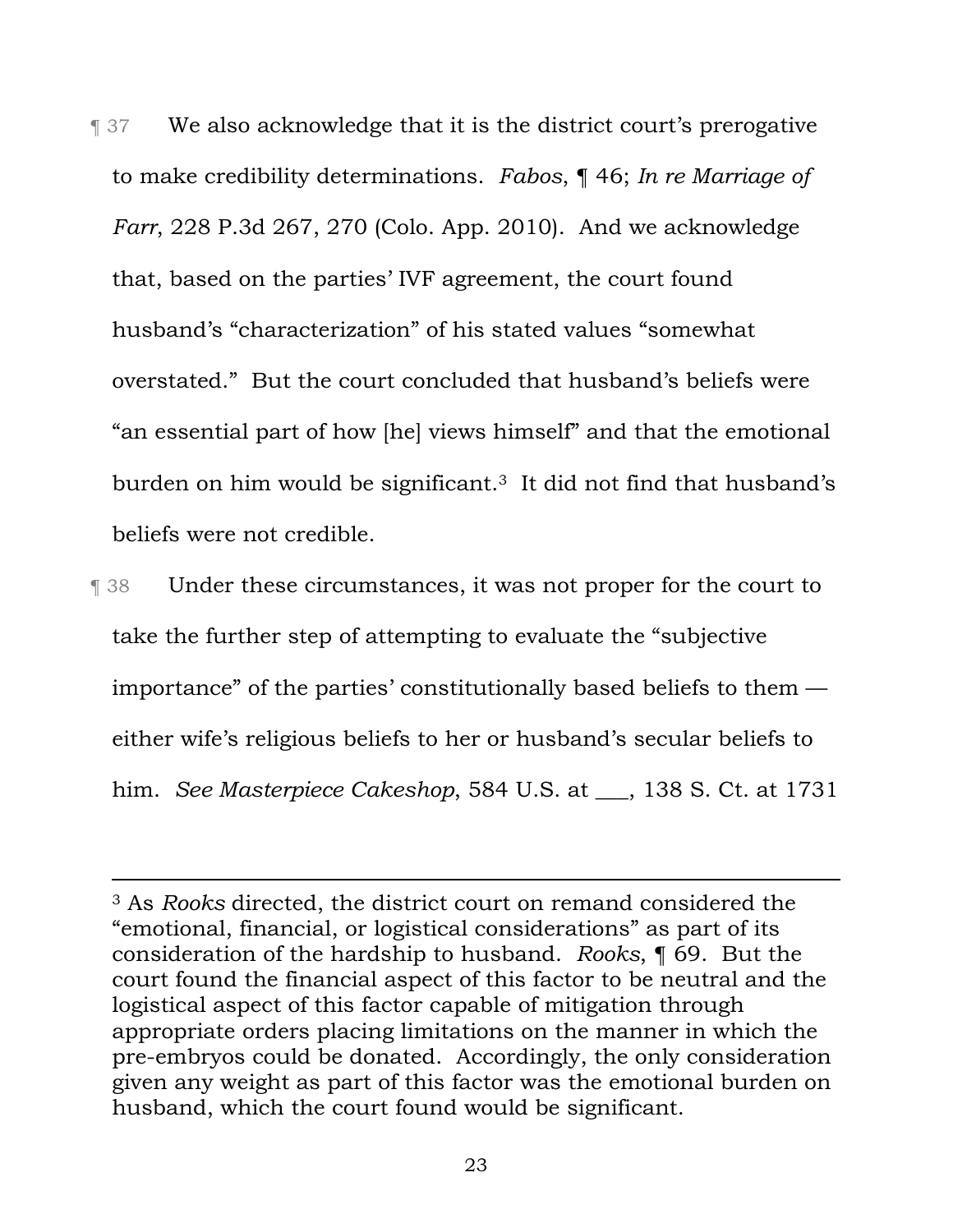¶ 37 We also acknowledge that it is the district court's prerogative to make credibility determinations. *Fabos*, ¶ 46; *In re Marriage of Farr*, 228 P.3d 267, 270 (Colo. App. 2010). And we acknowledge that, based on the parties' IVF agreement, the court found husband's "characterization" of his stated values "somewhat overstated." But the court concluded that husband's beliefs were "an essential part of how [he] views himself" and that the emotional burden on him would be significant.[3] It did not find that husband's beliefs were not credible.

¶ 38 Under these circumstances, it was not proper for the court to take the further step of attempting to evaluate the "subjective importance" of the parties' constitutionally based beliefs to them — either wife's religious beliefs to her or husband's secular beliefs to him. *See Masterpiece Cakeshop*, 584 U.S. at ___, 138 S. Ct. at 1731

---

[3] As *Rooks* directed, the district court on remand considered the "emotional, financial, or logistical considerations" as part of its consideration of the hardship to husband. *Rooks*, ¶ 69. But the court found the financial aspect of this factor to be neutral and the logistical aspect of this factor capable of mitigation through appropriate orders placing limitations on the manner in which the pre-embryos could be donated. Accordingly, the only consideration given any weight as part of this factor was the emotional burden on husband, which the court found would be significant.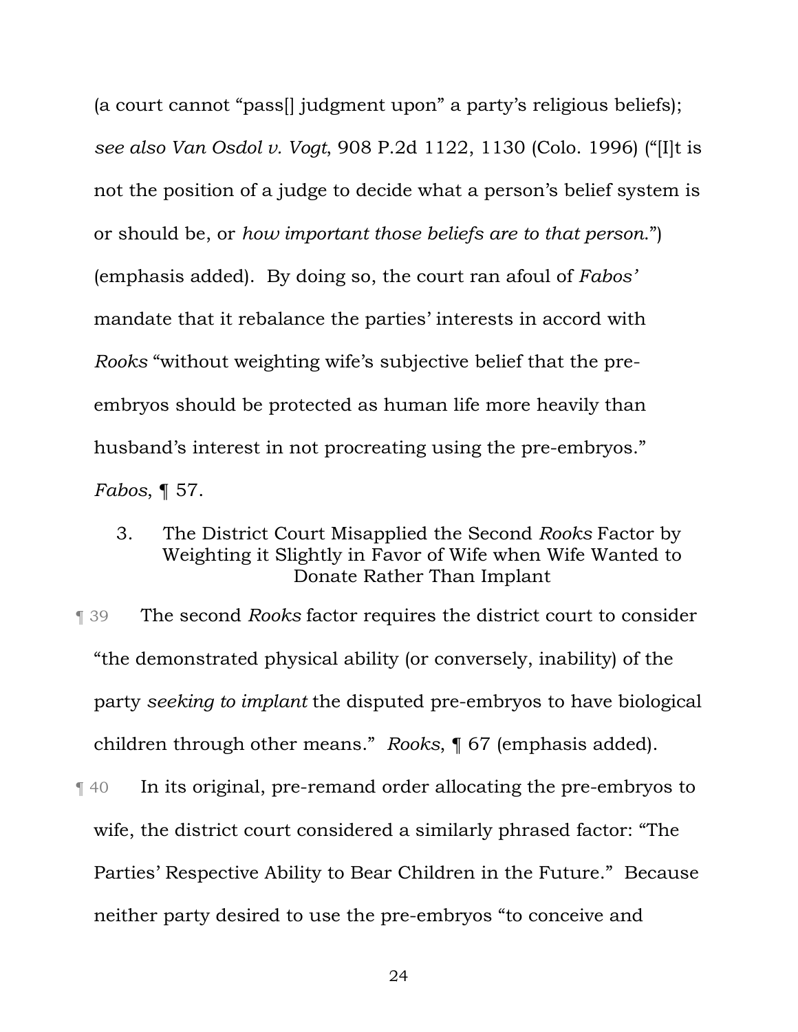(a court cannot "pass[] judgment upon" a party's religious beliefs); *see also Van Osdol v. Vogt*, 908 P.2d 1122, 1130 (Colo. 1996) ("[I]t is not the position of a judge to decide what a person's belief system is or should be, or *how important those beliefs are to that person*.") (emphasis added). By doing so, the court ran afoul of *Fabos'* mandate that it rebalance the parties' interests in accord with *Rooks* "without weighting wife's subjective belief that the pre-embryos should be protected as human life more heavily than husband's interest in not procreating using the pre-embryos." *Fabos*, ¶ 57.

### 3. The District Court Misapplied the Second *Rooks* Factor by Weighting it Slightly in Favor of Wife when Wife Wanted to Donate Rather Than Implant

¶ 39 The second *Rooks* factor requires the district court to consider "the demonstrated physical ability (or conversely, inability) of the party *seeking to implant* the disputed pre-embryos to have biological children through other means." *Rooks*, ¶ 67 (emphasis added).

¶ 40 In its original, pre-remand order allocating the pre-embryos to wife, the district court considered a similarly phrased factor: "The Parties' Respective Ability to Bear Children in the Future." Because neither party desired to use the pre-embryos "to conceive and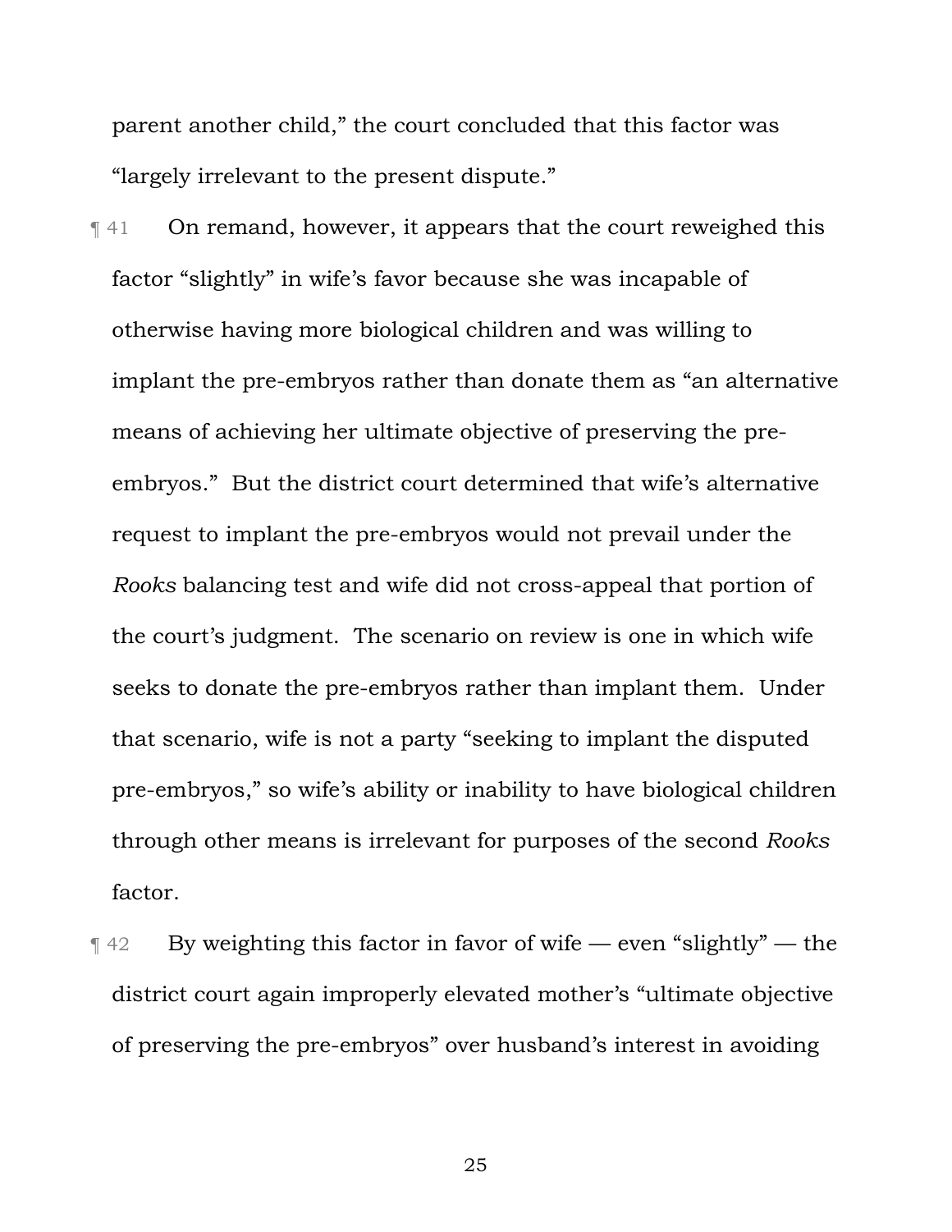parent another child," the court concluded that this factor was "largely irrelevant to the present dispute."

¶ 41 On remand, however, it appears that the court reweighed this factor "slightly" in wife's favor because she was incapable of otherwise having more biological children and was willing to implant the pre-embryos rather than donate them as "an alternative means of achieving her ultimate objective of preserving the pre-embryos." But the district court determined that wife's alternative request to implant the pre-embryos would not prevail under the *Rooks* balancing test and wife did not cross-appeal that portion of the court's judgment. The scenario on review is one in which wife seeks to donate the pre-embryos rather than implant them. Under that scenario, wife is not a party "seeking to implant the disputed pre-embryos," so wife's ability or inability to have biological children through other means is irrelevant for purposes of the second *Rooks* factor.

¶ 42 By weighting this factor in favor of wife — even "slightly" — the district court again improperly elevated mother's "ultimate objective of preserving the pre-embryos" over husband's interest in avoiding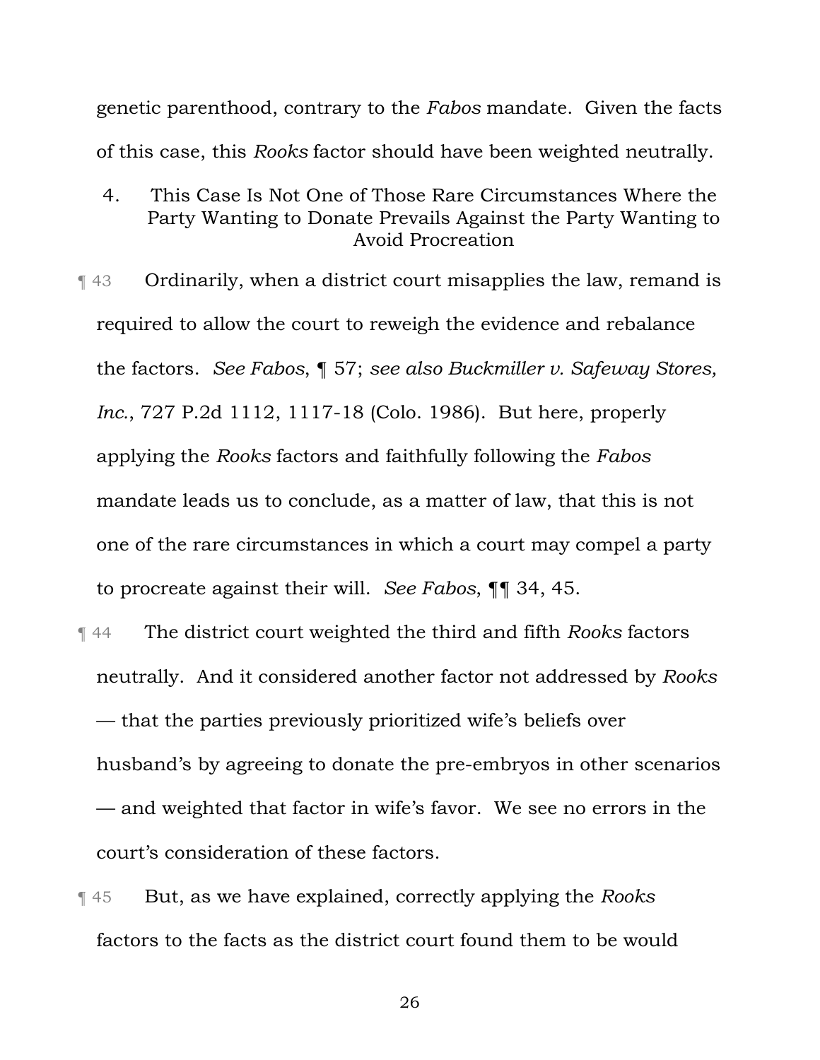genetic parenthood, contrary to the *Fabos* mandate. Given the facts of this case, this *Rooks* factor should have been weighted neutrally.

### 4. This Case Is Not One of Those Rare Circumstances Where the Party Wanting to Donate Prevails Against the Party Wanting to Avoid Procreation

¶ 43 Ordinarily, when a district court misapplies the law, remand is required to allow the court to reweigh the evidence and rebalance the factors. *See Fabos*, ¶ 57; *see also Buckmiller v. Safeway Stores, Inc.*, 727 P.2d 1112, 1117-18 (Colo. 1986). But here, properly applying the *Rooks* factors and faithfully following the *Fabos* mandate leads us to conclude, as a matter of law, that this is not one of the rare circumstances in which a court may compel a party to procreate against their will. *See Fabos*, ¶¶ 34, 45.

¶ 44 The district court weighted the third and fifth *Rooks* factors neutrally. And it considered another factor not addressed by *Rooks* — that the parties previously prioritized wife's beliefs over husband's by agreeing to donate the pre-embryos in other scenarios — and weighted that factor in wife's favor. We see no errors in the court's consideration of these factors.

¶ 45 But, as we have explained, correctly applying the *Rooks* factors to the facts as the district court found them to be would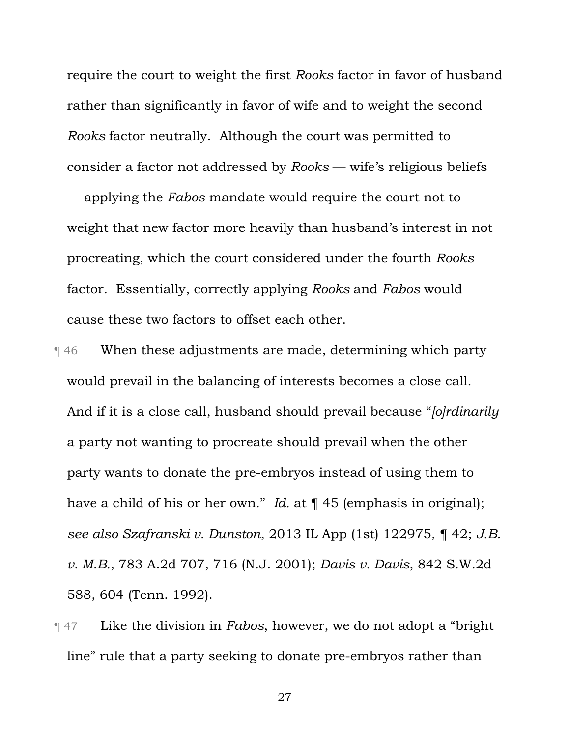require the court to weight the first *Rooks* factor in favor of husband rather than significantly in favor of wife and to weight the second *Rooks* factor neutrally. Although the court was permitted to consider a factor not addressed by *Rooks* — wife's religious beliefs — applying the *Fabos* mandate would require the court not to weight that new factor more heavily than husband's interest in not procreating, which the court considered under the fourth *Rooks* factor. Essentially, correctly applying *Rooks* and *Fabos* would cause these two factors to offset each other.

¶ 46 When these adjustments are made, determining which party would prevail in the balancing of interests becomes a close call. And if it is a close call, husband should prevail because "*[o]rdinarily* a party not wanting to procreate should prevail when the other party wants to donate the pre-embryos instead of using them to have a child of his or her own." *Id.* at ¶ 45 (emphasis in original); *see also Szafranski v. Dunston*, 2013 IL App (1st) 122975, ¶ 42; *J.B. v. M.B.*, 783 A.2d 707, 716 (N.J. 2001); *Davis v. Davis*, 842 S.W.2d 588, 604 (Tenn. 1992).

¶ 47 Like the division in *Fabos*, however, we do not adopt a "bright line" rule that a party seeking to donate pre-embryos rather than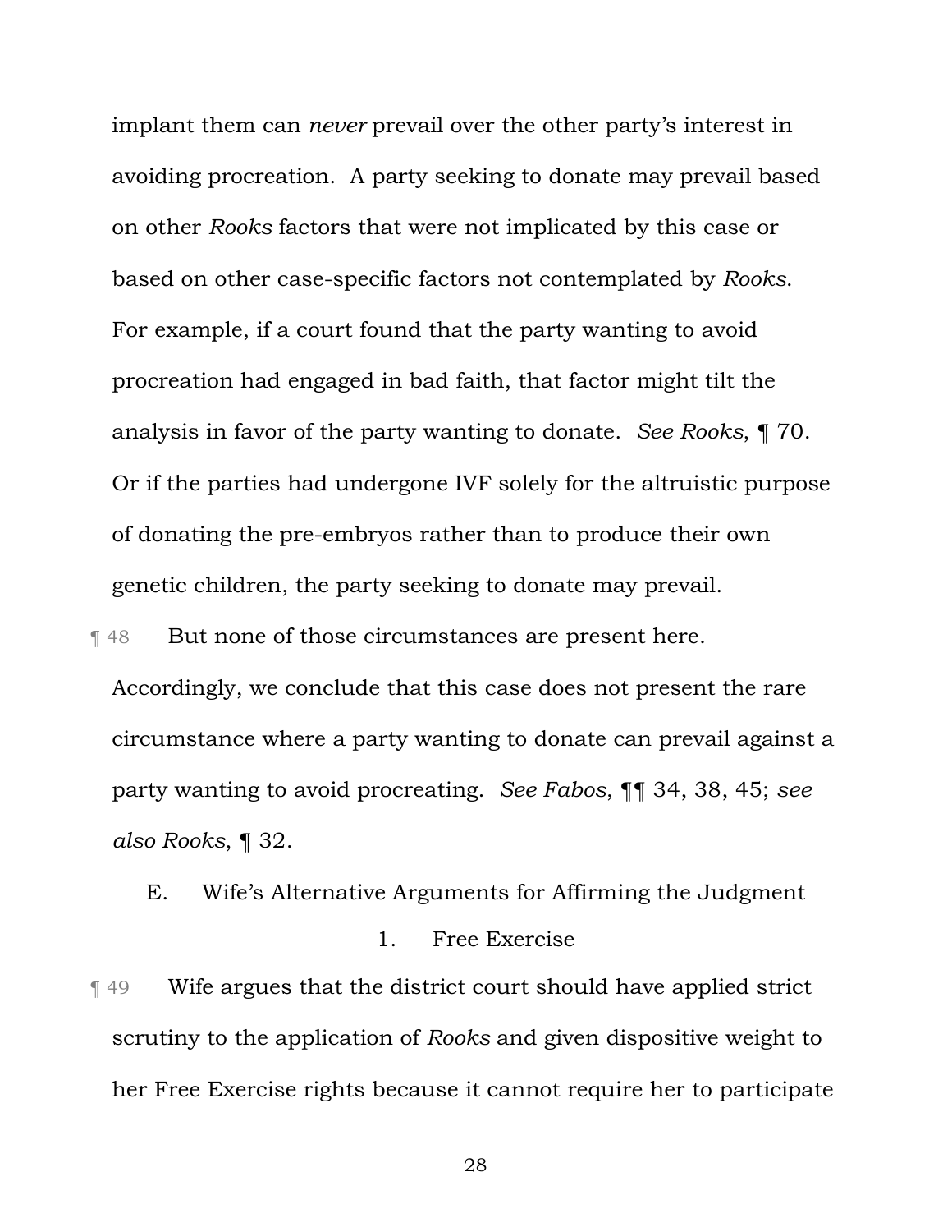implant them can *never* prevail over the other party's interest in avoiding procreation. A party seeking to donate may prevail based on other *Rooks* factors that were not implicated by this case or based on other case-specific factors not contemplated by *Rooks*. For example, if a court found that the party wanting to avoid procreation had engaged in bad faith, that factor might tilt the analysis in favor of the party wanting to donate. *See Rooks*, ¶ 70. Or if the parties had undergone IVF solely for the altruistic purpose of donating the pre-embryos rather than to produce their own genetic children, the party seeking to donate may prevail.

¶ 48 But none of those circumstances are present here. Accordingly, we conclude that this case does not present the rare circumstance where a party wanting to donate can prevail against a party wanting to avoid procreating. *See Fabos*, ¶¶ 34, 38, 45; *see also Rooks*, ¶ 32.

### E. Wife's Alternative Arguments for Affirming the Judgment

#### 1. Free Exercise

¶ 49 Wife argues that the district court should have applied strict scrutiny to the application of *Rooks* and given dispositive weight to her Free Exercise rights because it cannot require her to participate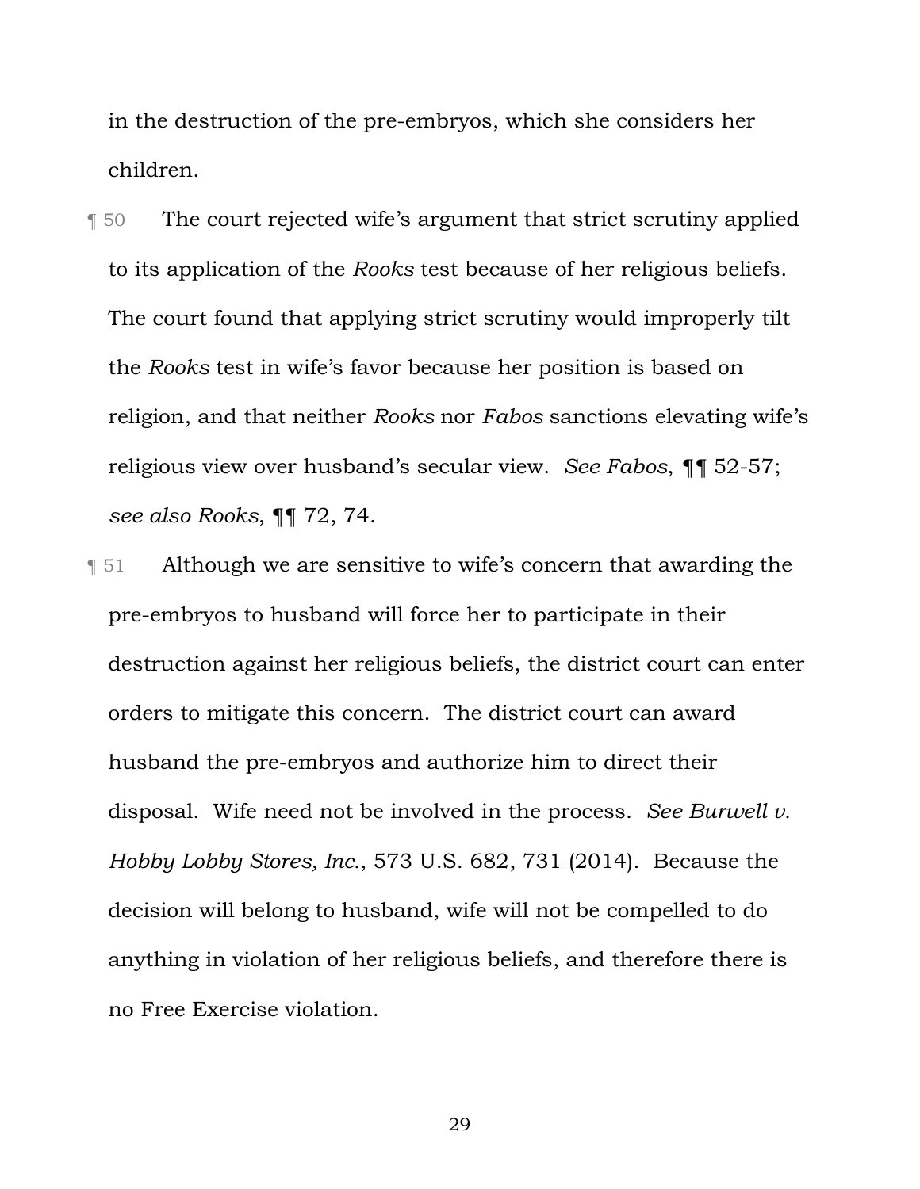in the destruction of the pre-embryos, which she considers her children.

¶ 50 The court rejected wife's argument that strict scrutiny applied to its application of the *Rooks* test because of her religious beliefs. The court found that applying strict scrutiny would improperly tilt the *Rooks* test in wife's favor because her position is based on religion, and that neither *Rooks* nor *Fabos* sanctions elevating wife's religious view over husband's secular view. *See Fabos*, ¶¶ 52-57; *see also Rooks*, ¶¶ 72, 74.

¶ 51 Although we are sensitive to wife's concern that awarding the pre-embryos to husband will force her to participate in their destruction against her religious beliefs, the district court can enter orders to mitigate this concern. The district court can award husband the pre-embryos and authorize him to direct their disposal. Wife need not be involved in the process. *See Burwell v. Hobby Lobby Stores, Inc.*, 573 U.S. 682, 731 (2014). Because the decision will belong to husband, wife will not be compelled to do anything in violation of her religious beliefs, and therefore there is no Free Exercise violation.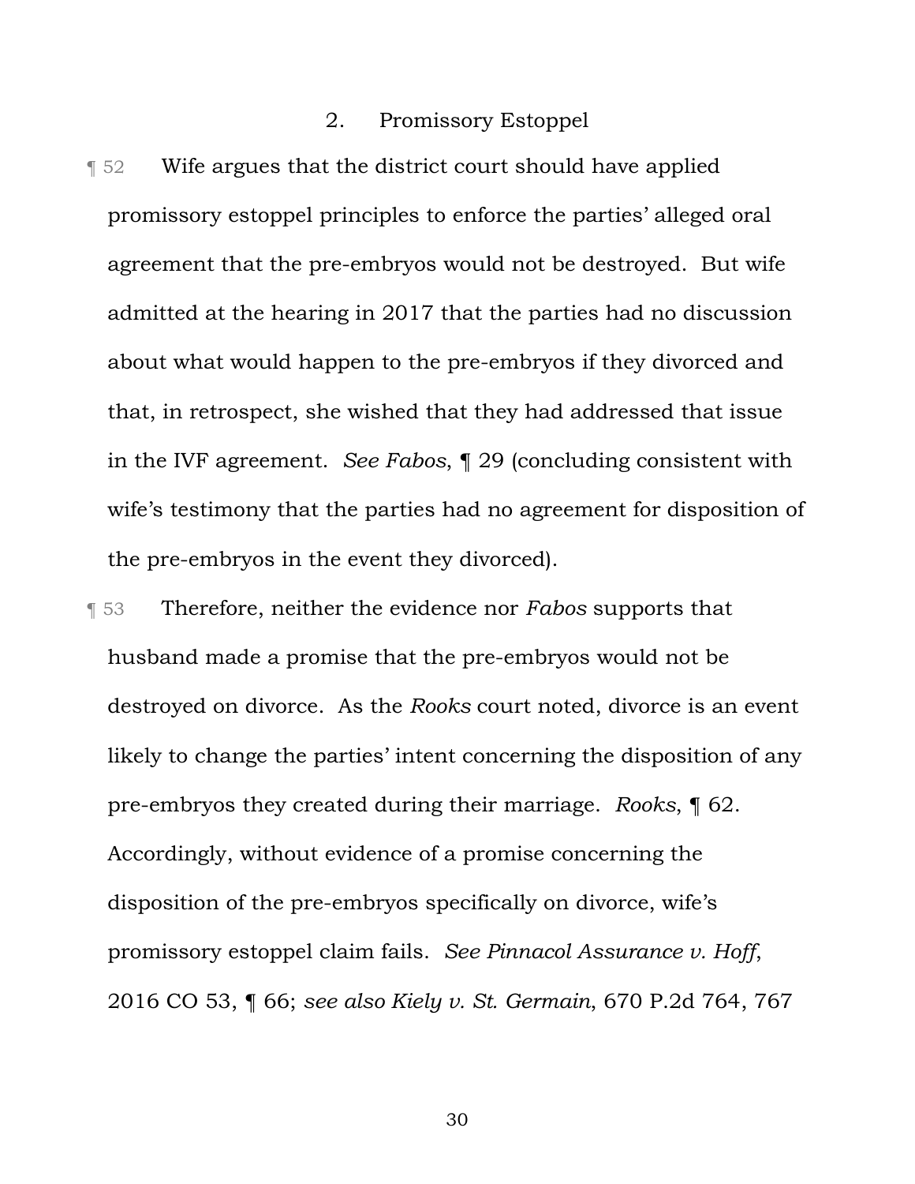### 2. Promissory Estoppel

¶ 52 Wife argues that the district court should have applied promissory estoppel principles to enforce the parties' alleged oral agreement that the pre-embryos would not be destroyed. But wife admitted at the hearing in 2017 that the parties had no discussion about what would happen to the pre-embryos if they divorced and that, in retrospect, she wished that they had addressed that issue in the IVF agreement. *See Fabos*, ¶ 29 (concluding consistent with wife's testimony that the parties had no agreement for disposition of the pre-embryos in the event they divorced).

¶ 53 Therefore, neither the evidence nor *Fabos* supports that husband made a promise that the pre-embryos would not be destroyed on divorce. As the *Rooks* court noted, divorce is an event likely to change the parties' intent concerning the disposition of any pre-embryos they created during their marriage. *Rooks*, ¶ 62. Accordingly, without evidence of a promise concerning the disposition of the pre-embryos specifically on divorce, wife's promissory estoppel claim fails. *See Pinnacol Assurance v. Hoff*, 2016 CO 53, ¶ 66; *see also Kiely v. St. Germain*, 670 P.2d 764, 767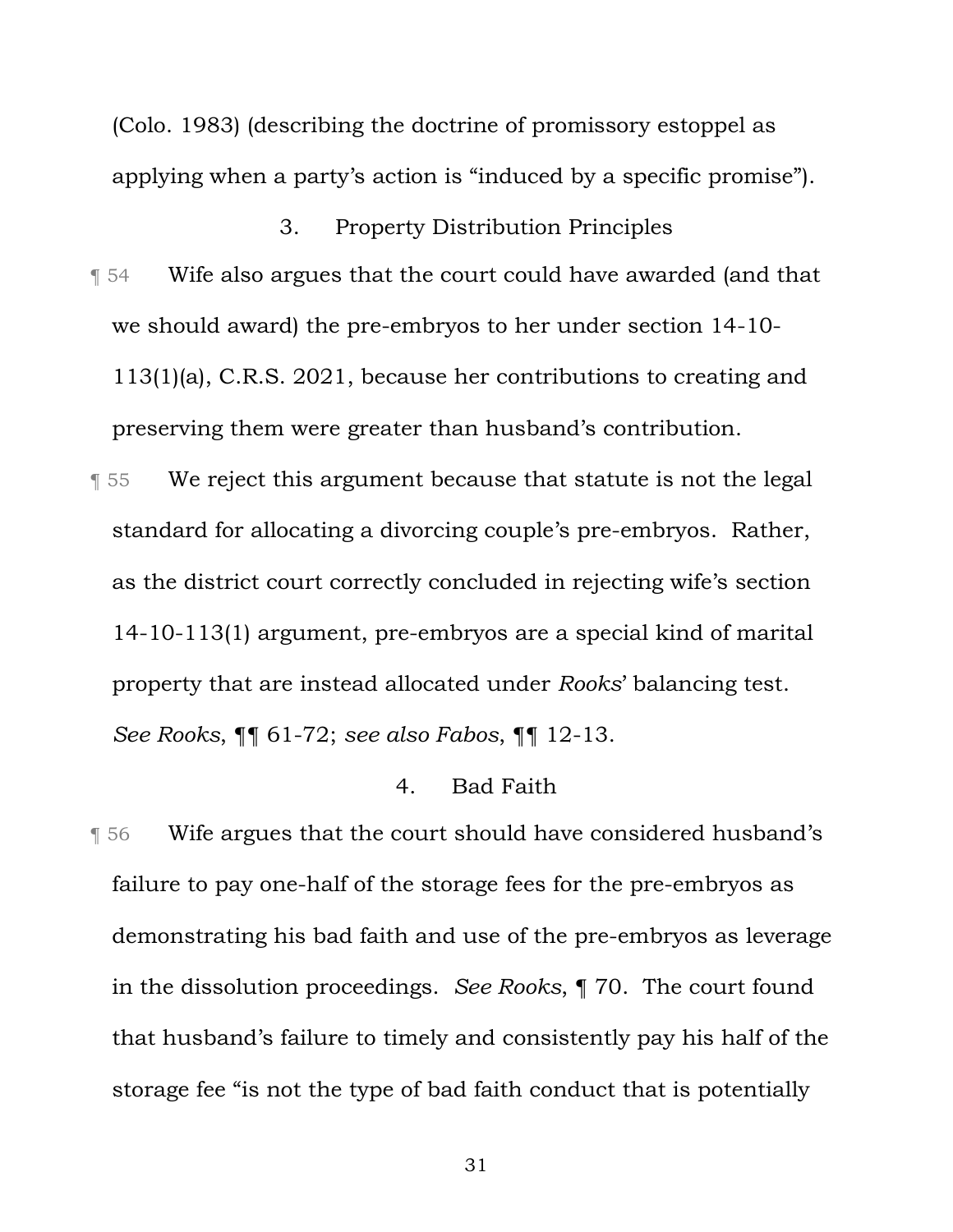(Colo. 1983) (describing the doctrine of promissory estoppel as applying when a party's action is "induced by a specific promise").

### 3. Property Distribution Principles

¶ 54 Wife also argues that the court could have awarded (and that we should award) the pre-embryos to her under section 14-10-113(1)(a), C.R.S. 2021, because her contributions to creating and preserving them were greater than husband's contribution.

¶ 55 We reject this argument because that statute is not the legal standard for allocating a divorcing couple's pre-embryos. Rather, as the district court correctly concluded in rejecting wife's section 14-10-113(1) argument, pre-embryos are a special kind of marital property that are instead allocated under *Rooks*' balancing test. *See Rooks*, ¶¶ 61-72; *see also Fabos*, ¶¶ 12-13.

### 4. Bad Faith

¶ 56 Wife argues that the court should have considered husband's failure to pay one-half of the storage fees for the pre-embryos as demonstrating his bad faith and use of the pre-embryos as leverage in the dissolution proceedings. *See Rooks*, ¶ 70. The court found that husband's failure to timely and consistently pay his half of the storage fee "is not the type of bad faith conduct that is potentially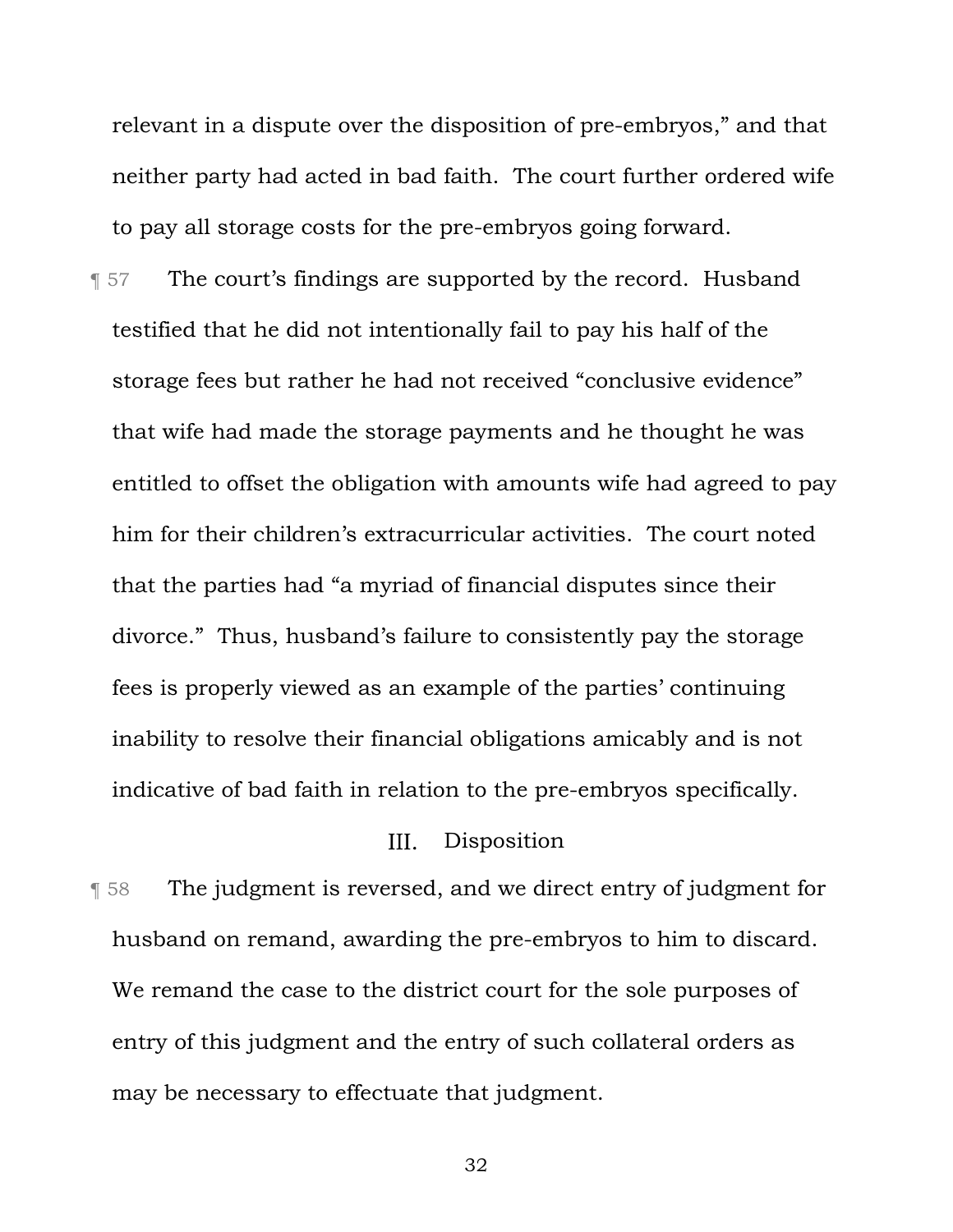relevant in a dispute over the disposition of pre-embryos," and that neither party had acted in bad faith. The court further ordered wife to pay all storage costs for the pre-embryos going forward.

¶ 57 The court's findings are supported by the record. Husband testified that he did not intentionally fail to pay his half of the storage fees but rather he had not received "conclusive evidence" that wife had made the storage payments and he thought he was entitled to offset the obligation with amounts wife had agreed to pay him for their children's extracurricular activities. The court noted that the parties had "a myriad of financial disputes since their divorce." Thus, husband's failure to consistently pay the storage fees is properly viewed as an example of the parties' continuing inability to resolve their financial obligations amicably and is not indicative of bad faith in relation to the pre-embryos specifically.

## III. Disposition

¶ 58 The judgment is reversed, and we direct entry of judgment for husband on remand, awarding the pre-embryos to him to discard. We remand the case to the district court for the sole purposes of entry of this judgment and the entry of such collateral orders as may be necessary to effectuate that judgment.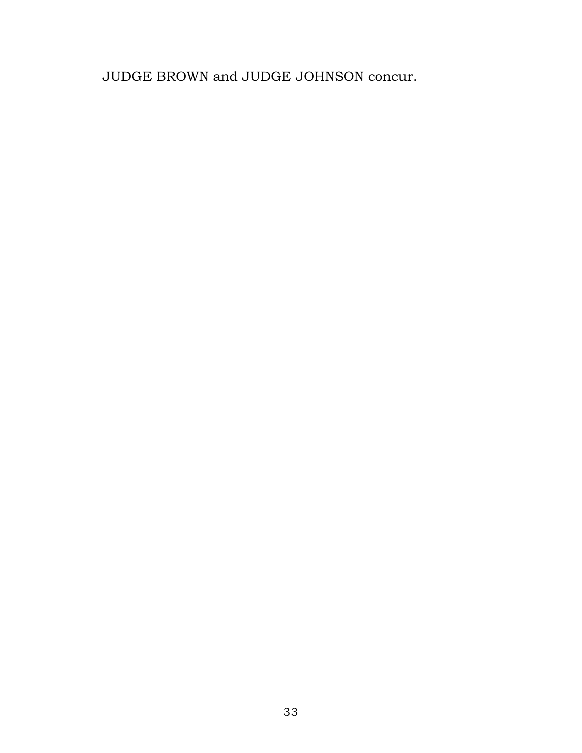JUDGE BROWN and JUDGE JOHNSON concur.